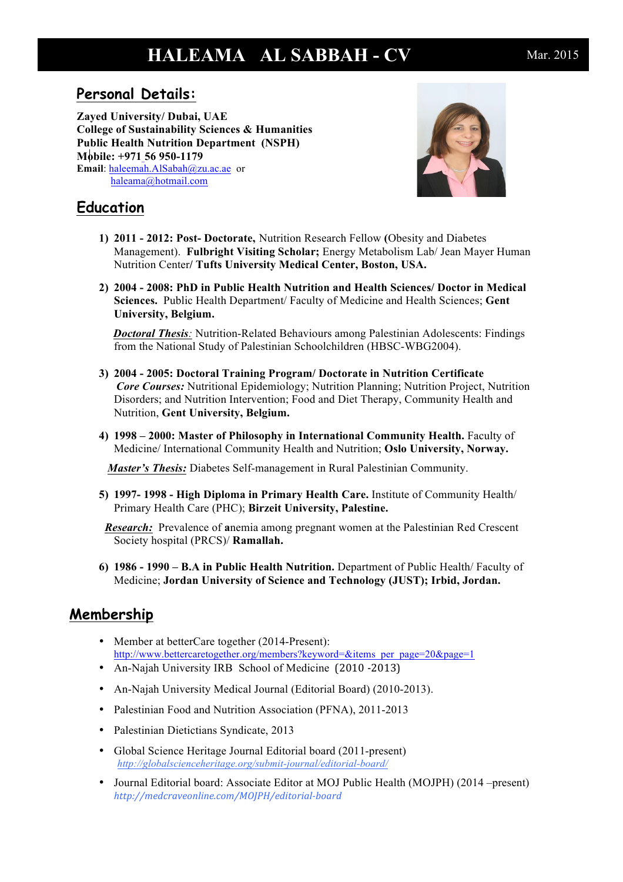# HALEAMA AL SABBAH - CV

Mar. 2015

## Personal Details:

**Zayed University/ Dubai, UAE**
**College of Sustainability Sciences & Humanities**
**Public Health Nutrition Department (NSPH)**
**Mobile: +971 56 950-1179**
**Email**: haleemah.AlSabah@zu.ac.ae or
haleama@hotmail.com

## Education

1) **2011 - 2012: Post- Doctorate,** Nutrition Research Fellow **(**Obesity and Diabetes Management). **Fulbright Visiting Scholar;** Energy Metabolism Lab/ Jean Mayer Human Nutrition Center**/ Tufts University Medical Center, Boston, USA.**

2) **2004 - 2008: PhD in Public Health Nutrition and Health Sciences/ Doctor in Medical Sciences.** Public Health Department/ Faculty of Medicine and Health Sciences; **Gent University, Belgium.**

   ***Doctoral Thesis**:* Nutrition-Related Behaviours among Palestinian Adolescents: Findings from the National Study of Palestinian Schoolchildren (HBSC-WBG2004).

3) **2004 - 2005: Doctoral Training Program/ Doctorate in Nutrition Certificate**
   ***Core Courses:*** Nutritional Epidemiology; Nutrition Planning; Nutrition Project, Nutrition Disorders; and Nutrition Intervention; Food and Diet Therapy, Community Health and Nutrition, **Gent University, Belgium.**

4) **1998 – 2000: Master of Philosophy in International Community Health.** Faculty of Medicine/ International Community Health and Nutrition; **Oslo University, Norway.**

   ***Master's Thesis:*** Diabetes Self-management in Rural Palestinian Community.

5) **1997- 1998 - High Diploma in Primary Health Care.** Institute of Community Health/ Primary Health Care (PHC); **Birzeit University, Palestine.**

   ***Research:*** Prevalence of **a**nemia among pregnant women at the Palestinian Red Crescent Society hospital (PRCS)/ **Ramallah.**

6) **1986 - 1990 – B.A in Public Health Nutrition.** Department of Public Health/ Faculty of Medicine; **Jordan University of Science and Technology (JUST); Irbid, Jordan.**

## Membership

- Member at betterCare together (2014-Present): http://www.bettercaretogether.org/members?keyword=&items_per_page=20&page=1
- An-Najah University IRB School of Medicine (2010 -2013)
- An-Najah University Medical Journal (Editorial Board) (2010-2013).
- Palestinian Food and Nutrition Association (PFNA), 2011-2013
- Palestinian Dietictians Syndicate, 2013
- Global Science Heritage Journal Editorial board (2011-present) *http://globalscienceheritage.org/submit-journal/editorial-board/*
- Journal Editorial board: Associate Editor at MOJ Public Health (MOJPH) (2014 –present) *http://medcraveonline.com/MOJPH/editorial-board*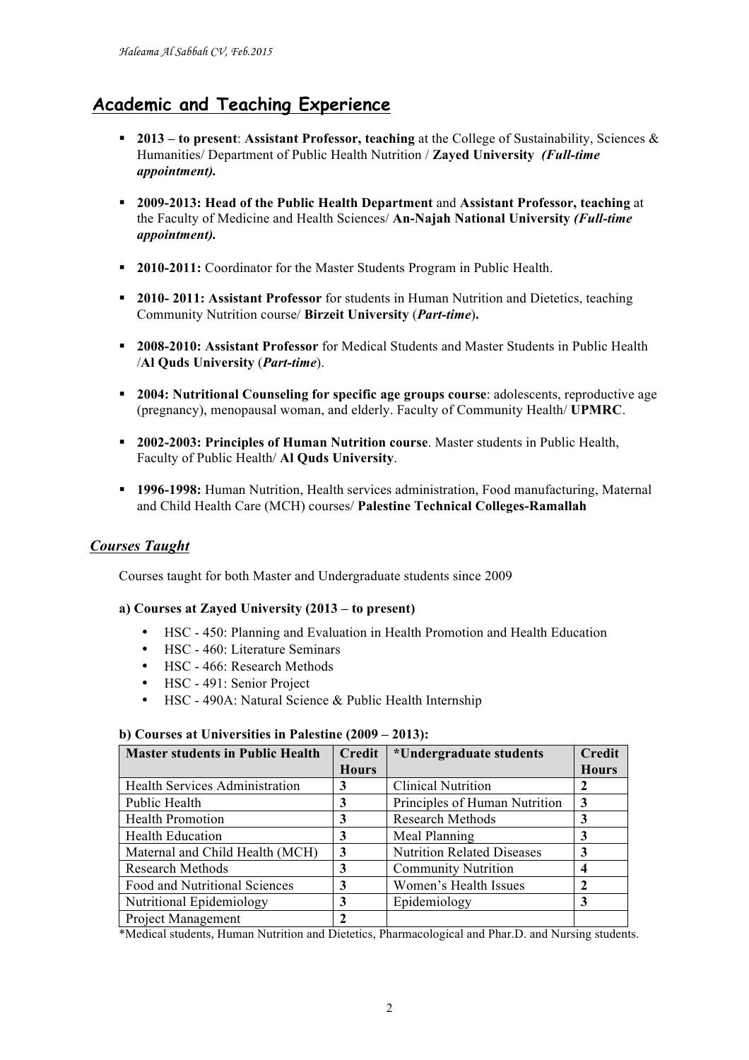## Academic and Teaching Experience

- **2013 – to present**: **Assistant Professor, teaching** at the College of Sustainability, Sciences & Humanities/ Department of Public Health Nutrition / **Zayed University** ***(Full-time appointment).***
- **2009-2013: Head of the Public Health Department** and **Assistant Professor, teaching** at the Faculty of Medicine and Health Sciences/ **An-Najah National University** ***(Full-time appointment).***
- **2010-2011:** Coordinator for the Master Students Program in Public Health.
- **2010- 2011: Assistant Professor** for students in Human Nutrition and Dietetics, teaching Community Nutrition course/ **Birzeit University** (***Part-time***)**.**
- **2008-2010: Assistant Professor** for Medical Students and Master Students in Public Health /**Al Quds University** (***Part-time***).
- **2004: Nutritional Counseling for specific age groups course**: adolescents, reproductive age (pregnancy), menopausal woman, and elderly. Faculty of Community Health/ **UPMRC**.
- **2002-2003: Principles of Human Nutrition course**. Master students in Public Health, Faculty of Public Health/ **Al Quds University**.
- **1996-1998:** Human Nutrition, Health services administration, Food manufacturing, Maternal and Child Health Care (MCH) courses/ **Palestine Technical Colleges-Ramallah**

### ***Courses Taught***

Courses taught for both Master and Undergraduate students since 2009

**a) Courses at Zayed University (2013 – to present)**

- HSC - 450: Planning and Evaluation in Health Promotion and Health Education
- HSC - 460: Literature Seminars
- HSC - 466: Research Methods
- HSC - 491: Senior Project
- HSC - 490A: Natural Science & Public Health Internship

**b) Courses at Universities in Palestine (2009 – 2013):**

| **Master students in Public Health** | **Credit Hours** | ***Undergraduate students** | **Credit Hours** |
|---|---|---|---|
| Health Services Administration | **3** | Clinical Nutrition | **2** |
| Public Health | **3** | Principles of Human Nutrition | **3** |
| Health Promotion | **3** | Research Methods | **3** |
| Health Education | **3** | Meal Planning | **3** |
| Maternal and Child Health (MCH) | **3** | Nutrition Related Diseases | **3** |
| Research Methods | **3** | Community Nutrition | **4** |
| Food and Nutritional Sciences | **3** | Women's Health Issues | **2** |
| Nutritional Epidemiology | **3** | Epidemiology | **3** |
| Project Management | **2** | | |

*Medical students, Human Nutrition and Dietetics, Pharmacological and Phar.D. and Nursing students.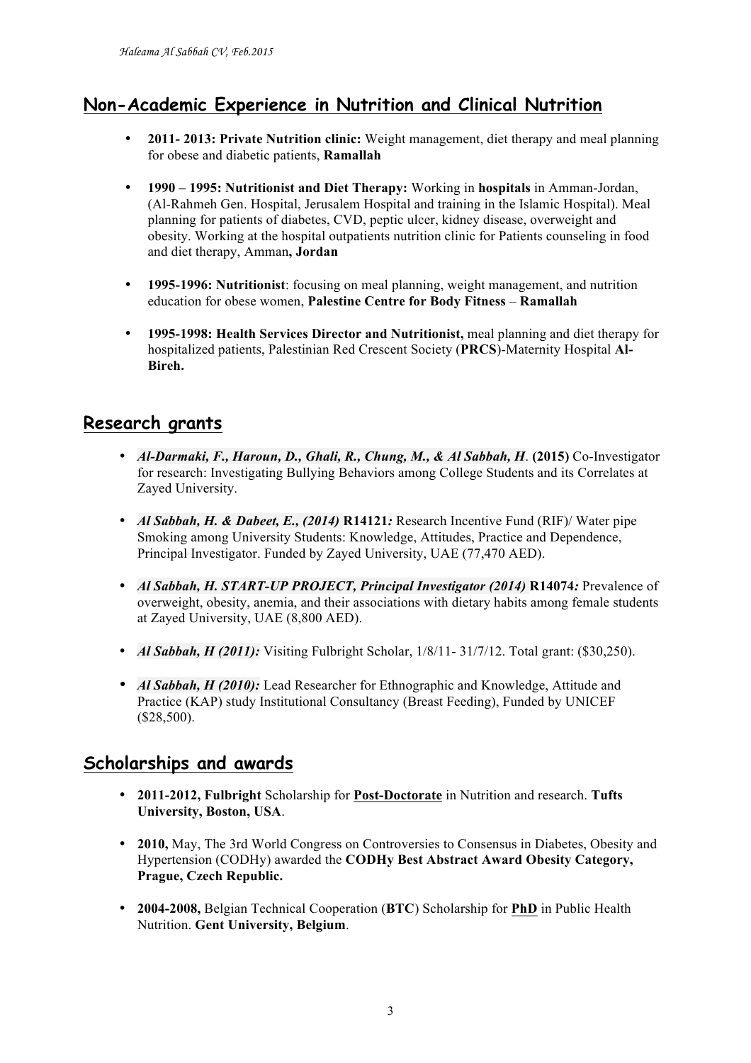## Non-Academic Experience in Nutrition and Clinical Nutrition

- **2011- 2013: Private Nutrition clinic:** Weight management, diet therapy and meal planning for obese and diabetic patients, **Ramallah**

- **1990 – 1995: Nutritionist and Diet Therapy:** Working in **hospitals** in Amman-Jordan, (Al-Rahmeh Gen. Hospital, Jerusalem Hospital and training in the Islamic Hospital). Meal planning for patients of diabetes, CVD, peptic ulcer, kidney disease, overweight and obesity. Working at the hospital outpatients nutrition clinic for Patients counseling in food and diet therapy, Amman**, Jordan**

- **1995-1996: Nutritionist**: focusing on meal planning, weight management, and nutrition education for obese women, **Palestine Centre for Body Fitness** – **Ramallah**

- **1995-1998: Health Services Director and Nutritionist,** meal planning and diet therapy for hospitalized patients, Palestinian Red Crescent Society (**PRCS**)-Maternity Hospital **Al-Bireh.**

## Research grants

- ***Al-Darmaki, F., Haroun, D., Ghali, R., Chung, M., & Al Sabbah, H*. (2015)** Co-Investigator for research: Investigating Bullying Behaviors among College Students and its Correlates at Zayed University.

- ***Al Sabbah, H. & Dabeet, E., (2014)* R14121*:*** Research Incentive Fund (RIF)/ Water pipe Smoking among University Students: Knowledge, Attitudes, Practice and Dependence, Principal Investigator. Funded by Zayed University, UAE (77,470 AED).

- ***Al Sabbah, H. START-UP PROJECT, Principal Investigator (2014)* R14074*:*** Prevalence of overweight, obesity, anemia, and their associations with dietary habits among female students at Zayed University, UAE (8,800 AED).

- ***Al Sabbah, H (2011):*** Visiting Fulbright Scholar, 1/8/11- 31/7/12. Total grant: ($30,250).

- ***Al Sabbah, H (2010):*** Lead Researcher for Ethnographic and Knowledge, Attitude and Practice (KAP) study Institutional Consultancy (Breast Feeding), Funded by UNICEF ($28,500).

## Scholarships and awards

- **2011-2012, Fulbright** Scholarship for **<u>Post-Doctorate</u>** in Nutrition and research. **Tufts University, Boston, USA**.

- **2010,** May, The 3rd World Congress on Controversies to Consensus in Diabetes, Obesity and Hypertension (CODHy) awarded the **CODHy Best Abstract Award Obesity Category, Prague, Czech Republic.**

- **2004-2008,** Belgian Technical Cooperation (**BTC**) Scholarship for **<u>PhD</u>** in Public Health Nutrition. **Gent University, Belgium**.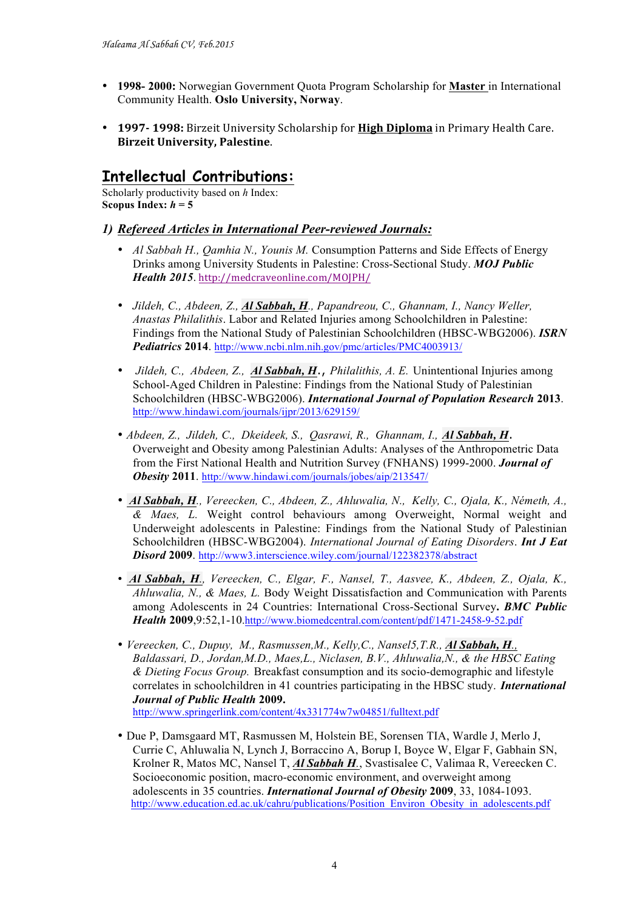- **1998- 2000:** Norwegian Government Quota Program Scholarship for **Master** in International Community Health. **Oslo University, Norway**.

- **1997- 1998:** Birzeit University Scholarship for **High Diploma** in Primary Health Care. **Birzeit University, Palestine**.

## Intellectual Contributions:

Scholarly productivity based on *h* Index:
**Scopus Index: *h* = 5**

### 1) *Refereed Articles in International Peer-reviewed Journals:*

- *Al Sabbah H., Qamhia N., Younis M.* Consumption Patterns and Side Effects of Energy Drinks among University Students in Palestine: Cross-Sectional Study. ***MOJ Public Health 2015***. http://medcraveonline.com/MOJPH/

- *Jildeh, C., Abdeen, Z., **Al Sabbah, H**., Papandreou, C., Ghannam, I., Nancy Weller, Anastas Philalithis*. Labor and Related Injuries among Schoolchildren in Palestine: Findings from the National Study of Palestinian Schoolchildren (HBSC-WBG2006). ***ISRN Pediatrics* 2014**. http://www.ncbi.nlm.nih.gov/pmc/articles/PMC4003913/

- *Jildeh, C., Abdeen, Z., **Al Sabbah, H**., Philalithis, A. E.* Unintentional Injuries among School-Aged Children in Palestine: Findings from the National Study of Palestinian Schoolchildren (HBSC-WBG2006). ***International Journal of Population Research* 2013**. http://www.hindawi.com/journals/ijpr/2013/629159/

- *Abdeen, Z., Jildeh, C., Dkeideek, S., Qasrawi, R., Ghannam, I., **Al Sabbah, H**.* Overweight and Obesity among Palestinian Adults: Analyses of the Anthropometric Data from the First National Health and Nutrition Survey (FNHANS) 1999-2000. ***Journal of Obesity* 2011**. http://www.hindawi.com/journals/jobes/aip/213547/

- ***Al Sabbah, H**., Vereecken, C., Abdeen, Z., Ahluwalia, N., Kelly, C., Ojala, K., Németh, A., & Maes, L.* Weight control behaviours among Overweight, Normal weight and Underweight adolescents in Palestine: Findings from the National Study of Palestinian Schoolchildren (HBSC-WBG2004). *International Journal of Eating Disorders*. ***Int J Eat Disord* 2009**. http://www3.interscience.wiley.com/journal/122382378/abstract

- ***Al Sabbah, H**., Vereecken, C., Elgar, F., Nansel, T., Aasvee, K., Abdeen, Z., Ojala, K., Ahluwalia, N., & Maes, L.* Body Weight Dissatisfaction and Communication with Parents among Adolescents in 24 Countries: International Cross-Sectional Survey**. *BMC Public Health* 2009**,9:52,1-10.http://www.biomedcentral.com/content/pdf/1471-2458-9-52.pdf

- *Vereecken, C., Dupuy, M., Rasmussen,M., Kelly,C., Nansel5,T.R., **Al Sabbah, H**., Baldassari, D., Jordan,M.D., Maes,L., Niclasen, B.V., Ahluwalia,N., & the HBSC Eating & Dieting Focus Group.* Breakfast consumption and its socio-demographic and lifestyle correlates in schoolchildren in 41 countries participating in the HBSC study. ***International Journal of Public Health* 2009.** http://www.springerlink.com/content/4x331774w7w04851/fulltext.pdf

- Due P, Damsgaard MT, Rasmussen M, Holstein BE, Sorensen TIA, Wardle J, Merlo J, Currie C, Ahluwalia N, Lynch J, Borraccino A, Borup I, Boyce W, Elgar F, Gabhain SN, Krolner R, Matos MC, Nansel T, ***Al Sabbah H***., Svastisalee C, Valimaa R, Vereecken C. Socioeconomic position, macro-economic environment, and overweight among adolescents in 35 countries. ***International Journal of Obesity* 2009**, 33, 1084-1093. http://www.education.ed.ac.uk/cahru/publications/Position_Environ_Obesity_in_adolescents.pdf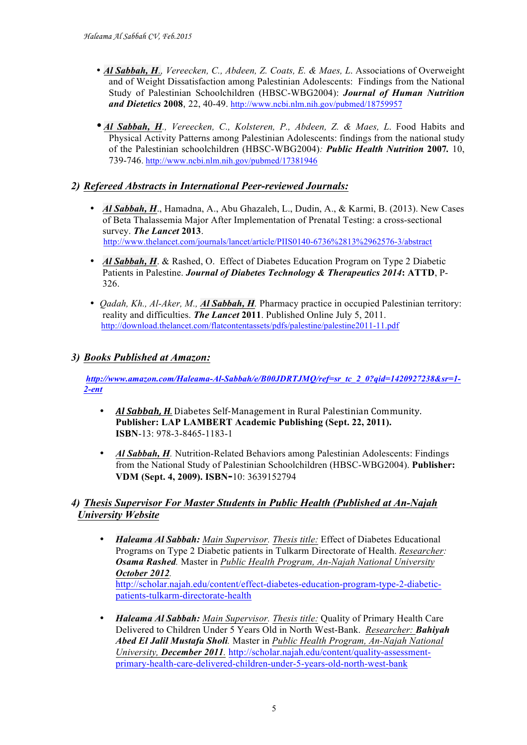- ***Al Sabbah, H***., *Vereecken, C., Abdeen, Z. Coats, E. & Maes, L.* Associations of Overweight and of Weight Dissatisfaction among Palestinian Adolescents: Findings from the National Study of Palestinian Schoolchildren (HBSC-WBG2004): ***Journal of Human Nutrition and Dietetics* 2008**, 22, 40-49. http://www.ncbi.nlm.nih.gov/pubmed/18759957

- ***Al Sabbah, H***., *Vereecken, C., Kolsteren, P., Abdeen, Z. & Maes, L.* Food Habits and Physical Activity Patterns among Palestinian Adolescents: findings from the national study of the Palestinian schoolchildren (HBSC-WBG2004)*:* ***Public Health Nutrition* 2007.** 10, 739-746. http://www.ncbi.nlm.nih.gov/pubmed/17381946

## 2) *Refereed Abstracts in International Peer-reviewed Journals:*

- ***Al Sabbah, H***., Hamadna, A., Abu Ghazaleh, L., Dudin, A., & Karmi, B. (2013). New Cases of Beta Thalassemia Major After Implementation of Prenatal Testing: a cross-sectional survey. ***The Lancet* 2013**. http://www.thelancet.com/journals/lancet/article/PIIS0140-6736%2813%2962576-3/abstract

- ***Al Sabbah, H***. & Rashed, O. Effect of Diabetes Education Program on Type 2 Diabetic Patients in Palestine. ***Journal of Diabetes Technology & Therapeutics 2014*: ATTD**, P-326.

- *Qadah, Kh., Al-Aker, M.,* ***Al Sabbah, H***. Pharmacy practice in occupied Palestinian territory: reality and difficulties. ***The Lancet* 2011**. Published Online July 5, 2011. http://download.thelancet.com/flatcontentassets/pdfs/palestine/palestine2011-11.pdf

## 3) *Books Published at Amazon:*

***http://www.amazon.com/Haleama-Al-Sabbah/e/B00JDRTJMQ/ref=sr_tc_2_0?qid=1420927238&sr=1-2-ent***

- ***Al Sabbah, H***. Diabetes Self-Management in Rural Palestinian Community. **Publisher: LAP LAMBERT Academic Publishing (Sept. 22, 2011). ISBN**-13: 978-3-8465-1183-1

- ***Al Sabbah, H***. Nutrition-Related Behaviors among Palestinian Adolescents: Findings from the National Study of Palestinian Schoolchildren (HBSC-WBG2004). **Publisher: VDM (Sept. 4, 2009). ISBN-**10: 3639152794

## 4) *Thesis Supervisor For Master Students in Public Health (Published at An-Najah University Website*

- ***Haleama Al Sabbah:*** *Main Supervisor. Thesis title:* Effect of Diabetes Educational Programs on Type 2 Diabetic patients in Tulkarm Directorate of Health. *Researcher:* ***Osama Rashed***. Master in *Public Health Program, An-Najah National University* ***October 2012***. http://scholar.najah.edu/content/effect-diabetes-education-program-type-2-diabetic-patients-tulkarm-directorate-health

- ***Haleama Al Sabbah:*** *Main Supervisor. Thesis title:* Quality of Primary Health Care Delivered to Children Under 5 Years Old in North West-Bank. *Researcher:* ***Bahiyah Abed El Jalil Mustafa Sholi***. Master in *Public Health Program, An-Najah National University,* ***December 2011***. http://scholar.najah.edu/content/quality-assessment-primary-health-care-delivered-children-under-5-years-old-north-west-bank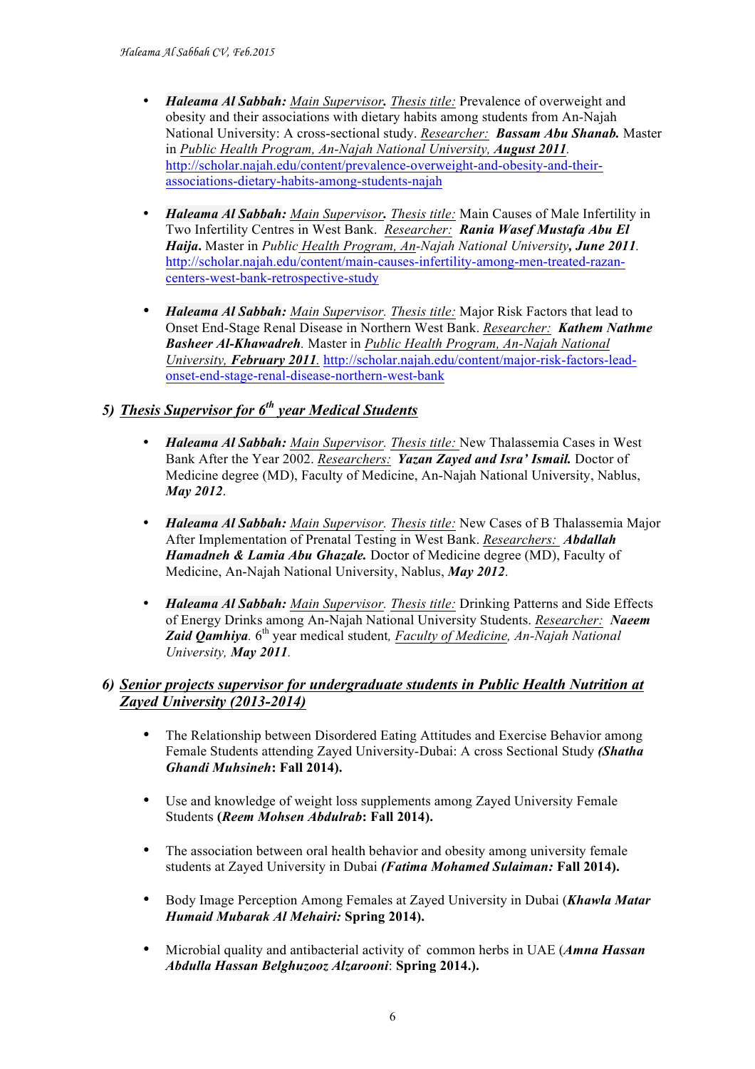- ***Haleama Al Sabbah:*** Main Supervisor**.** *Thesis title:* Prevalence of overweight and obesity and their associations with dietary habits among students from An-Najah National University: A cross-sectional study. *Researcher:* ***Bassam Abu Shanab.*** Master in *Public Health Program, An-Najah National University,* ***August 2011****.* http://scholar.najah.edu/content/prevalence-overweight-and-obesity-and-their-associations-dietary-habits-among-students-najah

- ***Haleama Al Sabbah:*** *Main Supervisor***.** *Thesis title:* Main Causes of Male Infertility in Two Infertility Centres in West Bank. *Researcher:* ***Rania Wasef Mustafa Abu El Haija.*** Master in *Public Health Program, An-Najah National University****, June 2011****.* http://scholar.najah.edu/content/main-causes-infertility-among-men-treated-razan-centers-west-bank-retrospective-study

- ***Haleama Al Sabbah:*** *Main Supervisor. Thesis title:* Major Risk Factors that lead to Onset End-Stage Renal Disease in Northern West Bank. *Researcher:* ***Kathem Nathme Basheer Al-Khawadreh****.* Master in *Public Health Program, An-Najah National University,* ***February 2011****.* http://scholar.najah.edu/content/major-risk-factors-lead-onset-end-stage-renal-disease-northern-west-bank

## 5) *Thesis Supervisor for 6th year Medical Students*

- ***Haleama Al Sabbah:*** *Main Supervisor. Thesis title:* New Thalassemia Cases in West Bank After the Year 2002. *Researchers:* ***Yazan Zayed and Isra' Ismail.*** Doctor of Medicine degree (MD), Faculty of Medicine, An-Najah National University, Nablus, ***May 2012***.

- ***Haleama Al Sabbah:*** *Main Supervisor. Thesis title:* New Cases of B Thalassemia Major After Implementation of Prenatal Testing in West Bank. *Researchers:* ***Abdallah Hamadneh & Lamia Abu Ghazale.*** Doctor of Medicine degree (MD), Faculty of Medicine, An-Najah National University, Nablus, ***May 2012***.

- ***Haleama Al Sabbah:*** *Main Supervisor. Thesis title:* Drinking Patterns and Side Effects of Energy Drinks among An-Najah National University Students. *Researcher:* ***Naeem Zaid Qamhiya****.* 6th year medical student*, Faculty of Medicine, An-Najah National University,* ***May 2011****.*

## 6) *Senior projects supervisor for undergraduate students in Public Health Nutrition at Zayed University (2013-2014)*

- The Relationship between Disordered Eating Attitudes and Exercise Behavior among Female Students attending Zayed University-Dubai: A cross Sectional Study ***(Shatha Ghandi Muhsineh*: Fall 2014).**

- Use and knowledge of weight loss supplements among Zayed University Female Students **(*Reem Mohsen Abdulrab*: Fall 2014).**

- The association between oral health behavior and obesity among university female students at Zayed University in Dubai ***(Fatima Mohamed Sulaiman:* Fall 2014).**

- Body Image Perception Among Females at Zayed University in Dubai (***Khawla Matar Humaid Mubarak Al Mehairi:* Spring 2014).**

- Microbial quality and antibacterial activity of common herbs in UAE (***Amna Hassan Abdulla Hassan Belghuzooz Alzarooni*: Spring 2014.).**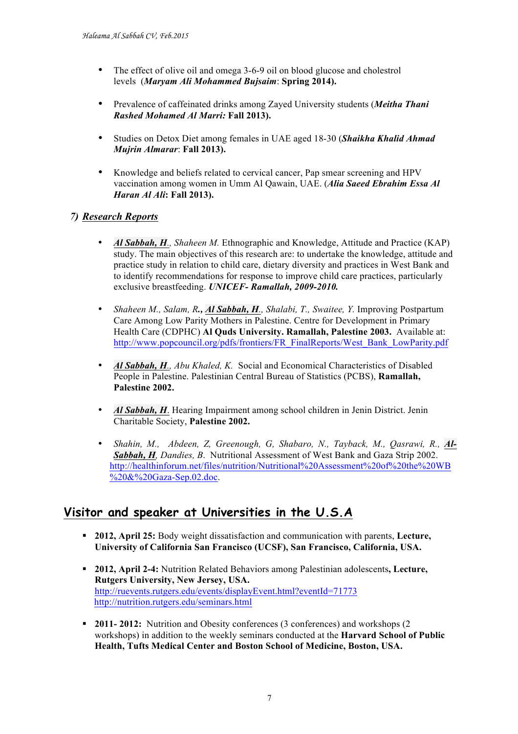- The effect of olive oil and omega 3-6-9 oil on blood glucose and cholestrol levels (***Maryam Ali Mohammed Bujsaim***: **Spring 2014).**

- Prevalence of caffeinated drinks among Zayed University students (***Meitha Thani Rashed Mohamed Al Marri:*** **Fall 2013).**

- Studies on Detox Diet among females in UAE aged 18-30 (***Shaikha Khalid Ahmad Mujrin Almarar***: **Fall 2013).**

- Knowledge and beliefs related to cervical cancer, Pap smear screening and HPV vaccination among women in Umm Al Qawain, UAE. (***Alia Saeed Ebrahim Essa Al Haran Al Ali*: Fall 2013).**

### 7) ***Research Reports***

- ***Al Sabbah, H***., *Shaheen M.* Ethnographic and Knowledge, Attitude and Practice (KAP) study. The main objectives of this research are: to undertake the knowledge, attitude and practice study in relation to child care, dietary diversity and practices in West Bank and to identify recommendations for response to improve child care practices, particularly exclusive breastfeeding. ***UNICEF- Ramallah, 2009-2010.***

- *Shaheen M., Salam, R***.,*** ***Al Sabbah, H***., *Shalabi, T., Swaitee, Y.* Improving Postpartum Care Among Low Parity Mothers in Palestine. Centre for Development in Primary Health Care (CDPHC) **Al Quds University. Ramallah, Palestine 2003.** Available at: http://www.popcouncil.org/pdfs/frontiers/FR_FinalReports/West_Bank_LowParity.pdf

- ***Al Sabbah, H***., *Abu Khaled, K.* Social and Economical Characteristics of Disabled People in Palestine. Palestinian Central Bureau of Statistics (PCBS), **Ramallah, Palestine 2002.**

- ***Al Sabbah, H***. Hearing Impairment among school children in Jenin District. Jenin Charitable Society, **Palestine 2002.**

- *Shahin, M., Abdeen, Z, Greenough, G, Shabaro, N., Tayback, M., Qasrawi, R.,* ***Al-Sabbah, H****, Dandies, B.* Nutritional Assessment of West Bank and Gaza Strip 2002. http://healthinforum.net/files/nutrition/Nutritional%20Assessment%20of%20the%20WB%20&%20Gaza-Sep.02.doc.

## Visitor and speaker at Universities in the U.S.A

- **2012, April 25:** Body weight dissatisfaction and communication with parents, **Lecture, University of California San Francisco (UCSF), San Francisco, California, USA.**

- **2012, April 2-4:** Nutrition Related Behaviors among Palestinian adolescents**, Lecture, Rutgers University, New Jersey, USA.**
  http://ruevents.rutgers.edu/events/displayEvent.html?eventId=71773
  http://nutrition.rutgers.edu/seminars.html

- **2011- 2012:** Nutrition and Obesity conferences (3 conferences) and workshops (2 workshops) in addition to the weekly seminars conducted at the **Harvard School of Public Health, Tufts Medical Center and Boston School of Medicine, Boston, USA.**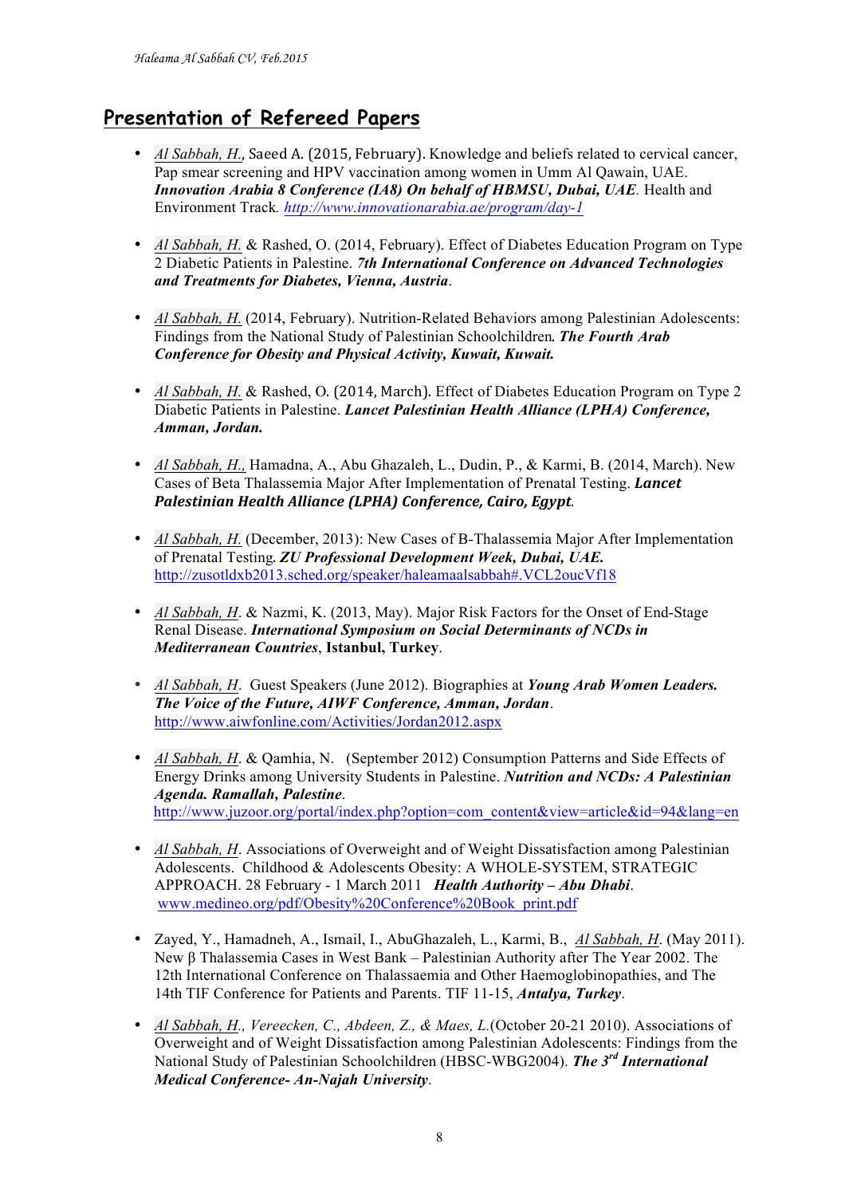## Presentation of Refereed Papers

- Al Sabbah, H., Saeed A. (2015, February). Knowledge and beliefs related to cervical cancer, Pap smear screening and HPV vaccination among women in Umm Al Qawain, UAE. ***Innovation Arabia 8 Conference (IA8) On behalf of HBMSU, Dubai, UAE***. Health and Environment Track. *http://www.innovationarabia.ae/program/day-1*

- Al Sabbah, H. & Rashed, O. (2014, February). Effect of Diabetes Education Program on Type 2 Diabetic Patients in Palestine. ***7th International Conference on Advanced Technologies and Treatments for Diabetes, Vienna, Austria***.

- Al Sabbah, H. (2014, February). Nutrition-Related Behaviors among Palestinian Adolescents: Findings from the National Study of Palestinian Schoolchildren. ***The Fourth Arab Conference for Obesity and Physical Activity, Kuwait, Kuwait.***

- Al Sabbah, H. & Rashed, O. (2014, March). Effect of Diabetes Education Program on Type 2 Diabetic Patients in Palestine. ***Lancet Palestinian Health Alliance (LPHA) Conference, Amman, Jordan.***

- Al Sabbah, H., Hamadna, A., Abu Ghazaleh, L., Dudin, P., & Karmi, B. (2014, March). New Cases of Beta Thalassemia Major After Implementation of Prenatal Testing. ***Lancet Palestinian Health Alliance (LPHA) Conference, Cairo, Egypt.***

- Al Sabbah, H. (December, 2013): New Cases of B-Thalassemia Major After Implementation of Prenatal Testing. ***ZU Professional Development Week, Dubai, UAE.*** http://zusotldxb2013.sched.org/speaker/haleamaalsabbah#.VCL2oucVf18

- Al Sabbah, H. & Nazmi, K. (2013, May). Major Risk Factors for the Onset of End-Stage Renal Disease. ***International Symposium on Social Determinants of NCDs in Mediterranean Countries*, Istanbul, Turkey**.

- Al Sabbah, H. Guest Speakers (June 2012). Biographies at ***Young Arab Women Leaders. The Voice of the Future, AIWF Conference, Amman, Jordan***. http://www.aiwfonline.com/Activities/Jordan2012.aspx

- Al Sabbah, H. & Qamhia, N. (September 2012) Consumption Patterns and Side Effects of Energy Drinks among University Students in Palestine. ***Nutrition and NCDs: A Palestinian Agenda. Ramallah, Palestine***. http://www.juzoor.org/portal/index.php?option=com_content&view=article&id=94&lang=en

- Al Sabbah, H. Associations of Overweight and of Weight Dissatisfaction among Palestinian Adolescents. Childhood & Adolescents Obesity: A WHOLE-SYSTEM, STRATEGIC APPROACH. 28 February - 1 March 2011 ***Health Authority – Abu Dhabi***. www.medineo.org/pdf/Obesity%20Conference%20Book_print.pdf

- Zayed, Y., Hamadneh, A., Ismail, I., AbuGhazaleh, L., Karmi, B., Al Sabbah, H. (May 2011). New β Thalassemia Cases in West Bank – Palestinian Authority after The Year 2002. The 12th International Conference on Thalassaemia and Other Haemoglobinopathies, and The 14th TIF Conference for Patients and Parents. TIF 11-15, ***Antalya, Turkey***.

- Al Sabbah, H., *Vereecken, C., Abdeen, Z., & Maes, L.*(October 20-21 2010). Associations of Overweight and of Weight Dissatisfaction among Palestinian Adolescents: Findings from the National Study of Palestinian Schoolchildren (HBSC-WBG2004). ***The 3rd International Medical Conference- An-Najah University***.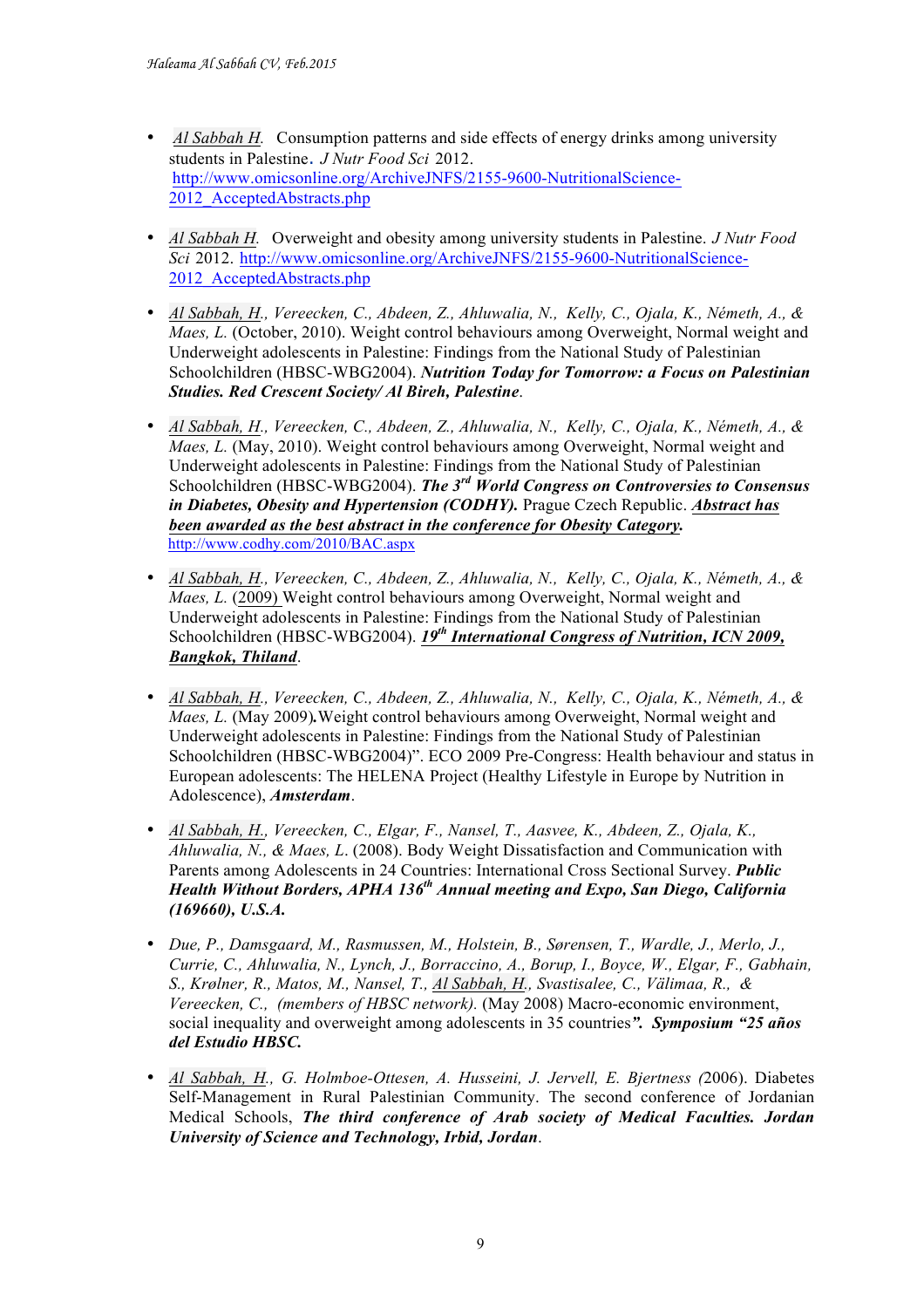- *Al Sabbah H.* Consumption patterns and side effects of energy drinks among university students in Palestine. *J Nutr Food Sci* 2012. http://www.omicsonline.org/ArchiveJNFS/2155-9600-NutritionalScience-2012_AcceptedAbstracts.php

- *Al Sabbah H.* Overweight and obesity among university students in Palestine. *J Nutr Food Sci* 2012. http://www.omicsonline.org/ArchiveJNFS/2155-9600-NutritionalScience-2012_AcceptedAbstracts.php

- *Al Sabbah, H., Vereecken, C., Abdeen, Z., Ahluwalia, N., Kelly, C., Ojala, K., Németh, A., & Maes, L.* (October, 2010). Weight control behaviours among Overweight, Normal weight and Underweight adolescents in Palestine: Findings from the National Study of Palestinian Schoolchildren (HBSC-WBG2004). ***Nutrition Today for Tomorrow: a Focus on Palestinian Studies. Red Crescent Society/ Al Bireh, Palestine***.

- *Al Sabbah, H., Vereecken, C., Abdeen, Z., Ahluwalia, N., Kelly, C., Ojala, K., Németh, A., & Maes, L.* (May, 2010). Weight control behaviours among Overweight, Normal weight and Underweight adolescents in Palestine: Findings from the National Study of Palestinian Schoolchildren (HBSC-WBG2004). ***The 3rd World Congress on Controversies to Consensus in Diabetes, Obesity and Hypertension (CODHY).*** Prague Czech Republic. ***Abstract has been awarded as the best abstract in the conference for Obesity Category.*** http://www.codhy.com/2010/BAC.aspx

- *Al Sabbah, H., Vereecken, C., Abdeen, Z., Ahluwalia, N., Kelly, C., Ojala, K., Németh, A., & Maes, L.* (2009) Weight control behaviours among Overweight, Normal weight and Underweight adolescents in Palestine: Findings from the National Study of Palestinian Schoolchildren (HBSC-WBG2004). ***19th International Congress of Nutrition, ICN 2009, Bangkok, Thiland***.

- *Al Sabbah, H., Vereecken, C., Abdeen, Z., Ahluwalia, N., Kelly, C., Ojala, K., Németh, A., & Maes, L.* (May 2009)**.**Weight control behaviours among Overweight, Normal weight and Underweight adolescents in Palestine: Findings from the National Study of Palestinian Schoolchildren (HBSC-WBG2004)". ECO 2009 Pre-Congress: Health behaviour and status in European adolescents: The HELENA Project (Healthy Lifestyle in Europe by Nutrition in Adolescence), ***Amsterdam***.

- *Al Sabbah, H., Vereecken, C., Elgar, F., Nansel, T., Aasvee, K., Abdeen, Z., Ojala, K., Ahluwalia, N., & Maes, L.* (2008). Body Weight Dissatisfaction and Communication with Parents among Adolescents in 24 Countries: International Cross Sectional Survey. ***Public Health Without Borders, APHA 136th Annual meeting and Expo, San Diego, California (169660), U.S.A.***

- *Due, P., Damsgaard, M., Rasmussen, M., Holstein, B., Sørensen, T., Wardle, J., Merlo, J., Currie, C., Ahluwalia, N., Lynch, J., Borraccino, A., Borup, I., Boyce, W., Elgar, F., Gabhain, S., Krølner, R., Matos, M., Nansel, T., Al Sabbah, H., Svastisalee, C., Välimaa, R., & Vereecken, C., (members of HBSC network).* (May 2008) Macro-economic environment, social inequality and overweight among adolescents in 35 countries***". Symposium "25 años del Estudio HBSC.***

- *Al Sabbah, H., G. Holmboe-Ottesen, A. Husseini, J. Jervell, E. Bjertness (*2006). Diabetes Self-Management in Rural Palestinian Community. The second conference of Jordanian Medical Schools, ***The third conference of Arab society of Medical Faculties. Jordan University of Science and Technology, Irbid, Jordan***.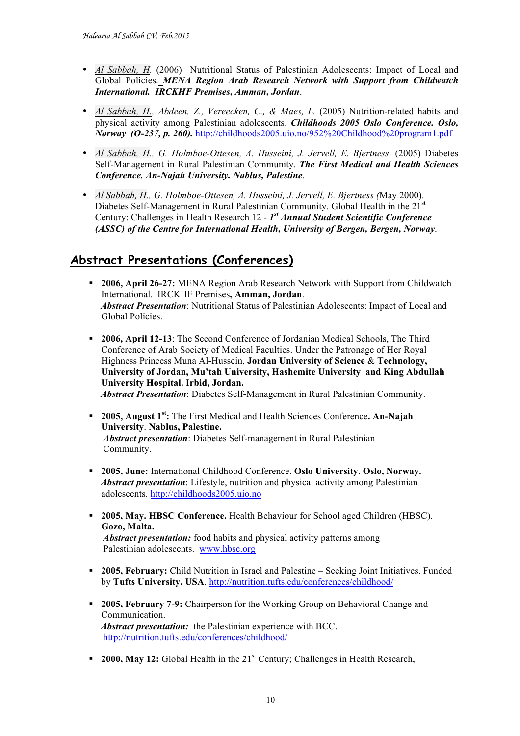- Al Sabbah, H. (2006) Nutritional Status of Palestinian Adolescents: Impact of Local and Global Policies. ***MENA Region Arab Research Network with Support from Childwatch International. IRCKHF Premises, Amman, Jordan***.

- Al Sabbah, H., *Abdeen, Z., Vereecken, C., & Maes, L.* (2005) Nutrition-related habits and physical activity among Palestinian adolescents. ***Childhoods 2005 Oslo Conference. Oslo, Norway (O-237, p. 260).*** http://childhoods2005.uio.no/952%20Childhood%20program1.pdf

- Al Sabbah, H., *G. Holmboe-Ottesen, A. Husseini, J. Jervell, E. Bjertness*. (2005) Diabetes Self-Management in Rural Palestinian Community. ***The First Medical and Health Sciences Conference. An-Najah University. Nablus, Palestine***.

- Al Sabbah, H., *G. Holmboe-Ottesen, A. Husseini, J. Jervell, E. Bjertness (*May 2000). Diabetes Self-Management in Rural Palestinian Community. Global Health in the 21st Century: Challenges in Health Research 12 - ***1st Annual Student Scientific Conference (ASSC) of the Centre for International Health, University of Bergen, Bergen, Norway***.

## Abstract Presentations (Conferences)

- **2006, April 26-27:** MENA Region Arab Research Network with Support from Childwatch International. IRCKHF Premises**, Amman, Jordan**.
  ***Abstract Presentation***: Nutritional Status of Palestinian Adolescents: Impact of Local and Global Policies.

- **2006, April 12-13**: The Second Conference of Jordanian Medical Schools, The Third Conference of Arab Society of Medical Faculties. Under the Patronage of Her Royal Highness Princess Muna Al-Hussein, **Jordan University of Science & Technology, University of Jordan, Mu'tah University, Hashemite University and King Abdullah University Hospital. Irbid, Jordan.**
  ***Abstract Presentation***: Diabetes Self-Management in Rural Palestinian Community.

- **2005, August 1st:** The First Medical and Health Sciences Conference**. An-Najah University**. **Nablus, Palestine.**
  ***Abstract presentation***: Diabetes Self-management in Rural Palestinian Community.

- **2005, June:** International Childhood Conference. **Oslo University**. **Oslo, Norway.**
  ***Abstract presentation***: Lifestyle, nutrition and physical activity among Palestinian adolescents. http://childhoods2005.uio.no

- **2005, May. HBSC Conference.** Health Behaviour for School aged Children (HBSC). **Gozo, Malta.**
  ***Abstract presentation:*** food habits and physical activity patterns among Palestinian adolescents. www.hbsc.org

- **2005, February:** Child Nutrition in Israel and Palestine – Seeking Joint Initiatives. Funded by **Tufts University, USA**. http://nutrition.tufts.edu/conferences/childhood/

- **2005, February 7-9:** Chairperson for the Working Group on Behavioral Change and Communication.
  ***Abstract presentation:*** the Palestinian experience with BCC. http://nutrition.tufts.edu/conferences/childhood/

- **2000, May 12:** Global Health in the 21st Century; Challenges in Health Research,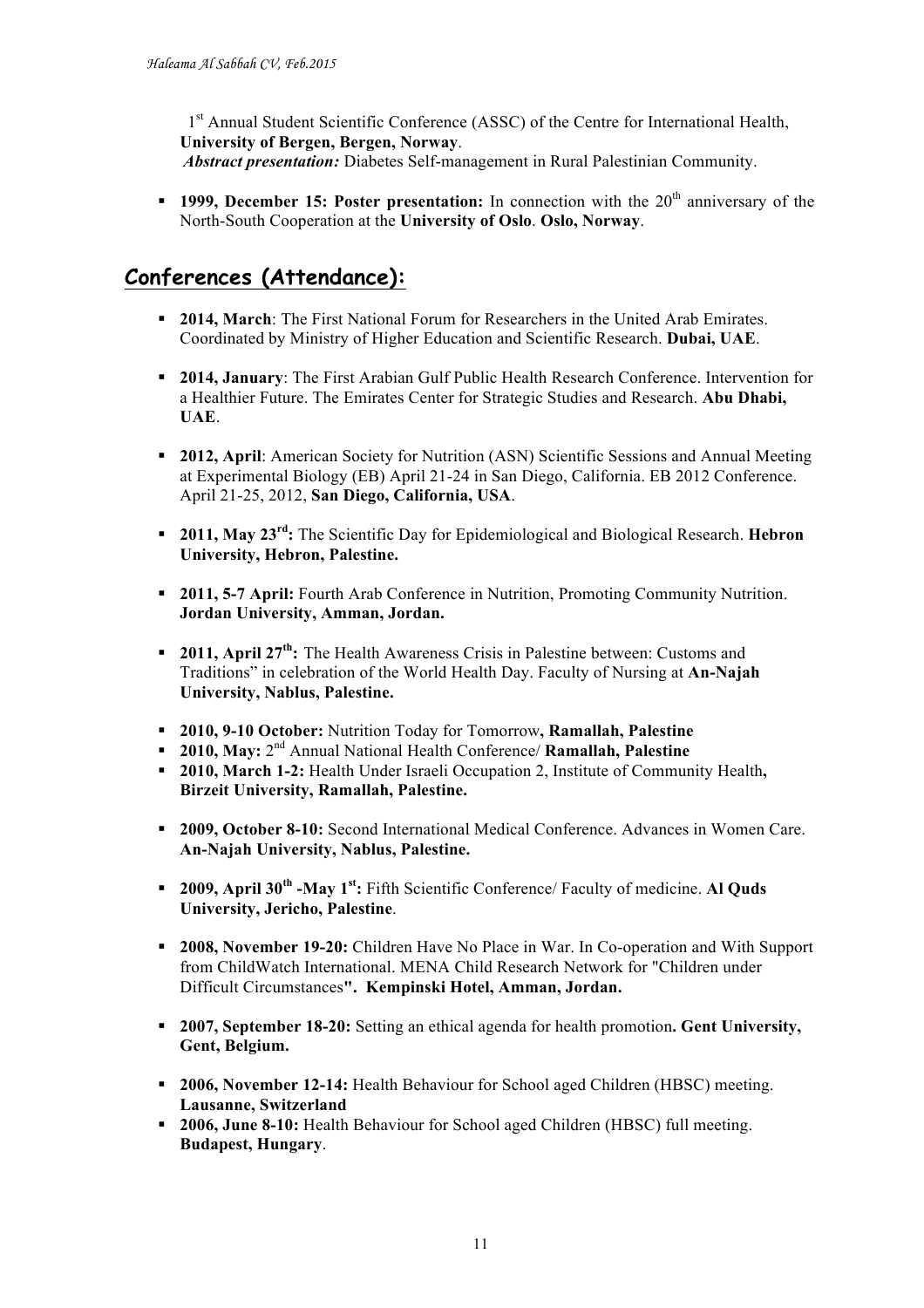1st Annual Student Scientific Conference (ASSC) of the Centre for International Health, **University of Bergen, Bergen, Norway**.
***Abstract presentation:*** Diabetes Self-management in Rural Palestinian Community.

- **1999, December 15: Poster presentation:** In connection with the 20th anniversary of the North-South Cooperation at the **University of Oslo**. **Oslo, Norway**.

## Conferences (Attendance):

- **2014, March**: The First National Forum for Researchers in the United Arab Emirates. Coordinated by Ministry of Higher Education and Scientific Research. **Dubai, UAE**.
- **2014, January**: The First Arabian Gulf Public Health Research Conference. Intervention for a Healthier Future. The Emirates Center for Strategic Studies and Research. **Abu Dhabi, UAE**.
- **2012, April**: American Society for Nutrition (ASN) Scientific Sessions and Annual Meeting at Experimental Biology (EB) April 21-24 in San Diego, California. EB 2012 Conference. April 21-25, 2012, **San Diego, California, USA**.
- **2011, May 23rd:** The Scientific Day for Epidemiological and Biological Research. **Hebron University, Hebron, Palestine.**
- **2011, 5-7 April:** Fourth Arab Conference in Nutrition, Promoting Community Nutrition. **Jordan University, Amman, Jordan.**
- **2011, April 27th:** The Health Awareness Crisis in Palestine between: Customs and Traditions" in celebration of the World Health Day. Faculty of Nursing at **An-Najah University, Nablus, Palestine.**
- **2010, 9-10 October:** Nutrition Today for Tomorrow**, Ramallah, Palestine**
- **2010, May:** 2nd Annual National Health Conference/ **Ramallah, Palestine**
- **2010, March 1-2:** Health Under Israeli Occupation 2, Institute of Community Health**, Birzeit University, Ramallah, Palestine.**
- **2009, October 8-10:** Second International Medical Conference. Advances in Women Care. **An-Najah University, Nablus, Palestine.**
- **2009, April 30th -May 1st:** Fifth Scientific Conference/ Faculty of medicine. **Al Quds University, Jericho, Palestine**.
- **2008, November 19-20:** Children Have No Place in War. In Co-operation and With Support from ChildWatch International. MENA Child Research Network for "Children under Difficult Circumstances**". Kempinski Hotel, Amman, Jordan.**
- **2007, September 18-20:** Setting an ethical agenda for health promotion**. Gent University, Gent, Belgium.**
- **2006, November 12-14:** Health Behaviour for School aged Children (HBSC) meeting. **Lausanne, Switzerland**
- **2006, June 8-10:** Health Behaviour for School aged Children (HBSC) full meeting. **Budapest, Hungary**.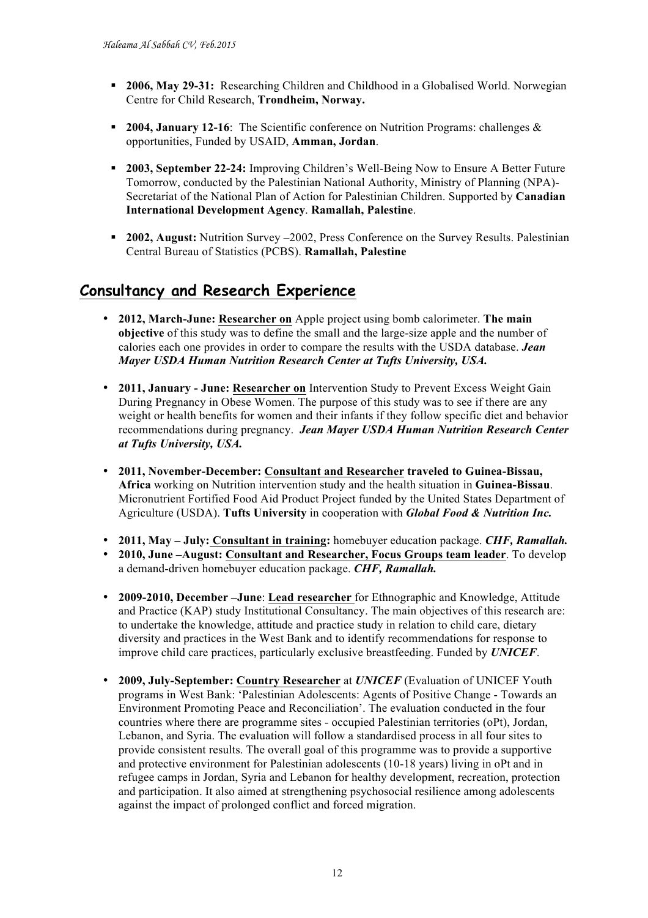- **2006, May 29-31:** Researching Children and Childhood in a Globalised World. Norwegian Centre for Child Research, **Trondheim, Norway.**

- **2004, January 12-16**: The Scientific conference on Nutrition Programs: challenges & opportunities, Funded by USAID, **Amman, Jordan**.

- **2003, September 22-24:** Improving Children's Well-Being Now to Ensure A Better Future Tomorrow, conducted by the Palestinian National Authority, Ministry of Planning (NPA)- Secretariat of the National Plan of Action for Palestinian Children. Supported by **Canadian International Development Agency**. **Ramallah, Palestine**.

- **2002, August:** Nutrition Survey –2002, Press Conference on the Survey Results. Palestinian Central Bureau of Statistics (PCBS). **Ramallah, Palestine**

## Consultancy and Research Experience

- **2012, March-June: Researcher on** Apple project using bomb calorimeter. **The main objective** of this study was to define the small and the large-size apple and the number of calories each one provides in order to compare the results with the USDA database. ***Jean Mayer USDA Human Nutrition Research Center at Tufts University, USA.***

- **2011, January - June: Researcher on** Intervention Study to Prevent Excess Weight Gain During Pregnancy in Obese Women. The purpose of this study was to see if there are any weight or health benefits for women and their infants if they follow specific diet and behavior recommendations during pregnancy. ***Jean Mayer USDA Human Nutrition Research Center at Tufts University, USA.***

- **2011, November-December: Consultant and Researcher traveled to Guinea-Bissau, Africa** working on Nutrition intervention study and the health situation in **Guinea-Bissau**. Micronutrient Fortified Food Aid Product Project funded by the United States Department of Agriculture (USDA). **Tufts University** in cooperation with ***Global Food & Nutrition Inc.***

- **2011, May – July: Consultant in training:** homebuyer education package. ***CHF, Ramallah.***
- **2010, June –August: Consultant and Researcher, Focus Groups team leader**. To develop a demand-driven homebuyer education package. ***CHF, Ramallah.***

- **2009-2010, December –June**: **Lead researcher** for Ethnographic and Knowledge, Attitude and Practice (KAP) study Institutional Consultancy. The main objectives of this research are: to undertake the knowledge, attitude and practice study in relation to child care, dietary diversity and practices in the West Bank and to identify recommendations for response to improve child care practices, particularly exclusive breastfeeding. Funded by ***UNICEF***.

- **2009, July-September: Country Researcher** at ***UNICEF*** (Evaluation of UNICEF Youth programs in West Bank: 'Palestinian Adolescents: Agents of Positive Change - Towards an Environment Promoting Peace and Reconciliation'. The evaluation conducted in the four countries where there are programme sites - occupied Palestinian territories (oPt), Jordan, Lebanon, and Syria. The evaluation will follow a standardised process in all four sites to provide consistent results. The overall goal of this programme was to provide a supportive and protective environment for Palestinian adolescents (10-18 years) living in oPt and in refugee camps in Jordan, Syria and Lebanon for healthy development, recreation, protection and participation. It also aimed at strengthening psychosocial resilience among adolescents against the impact of prolonged conflict and forced migration.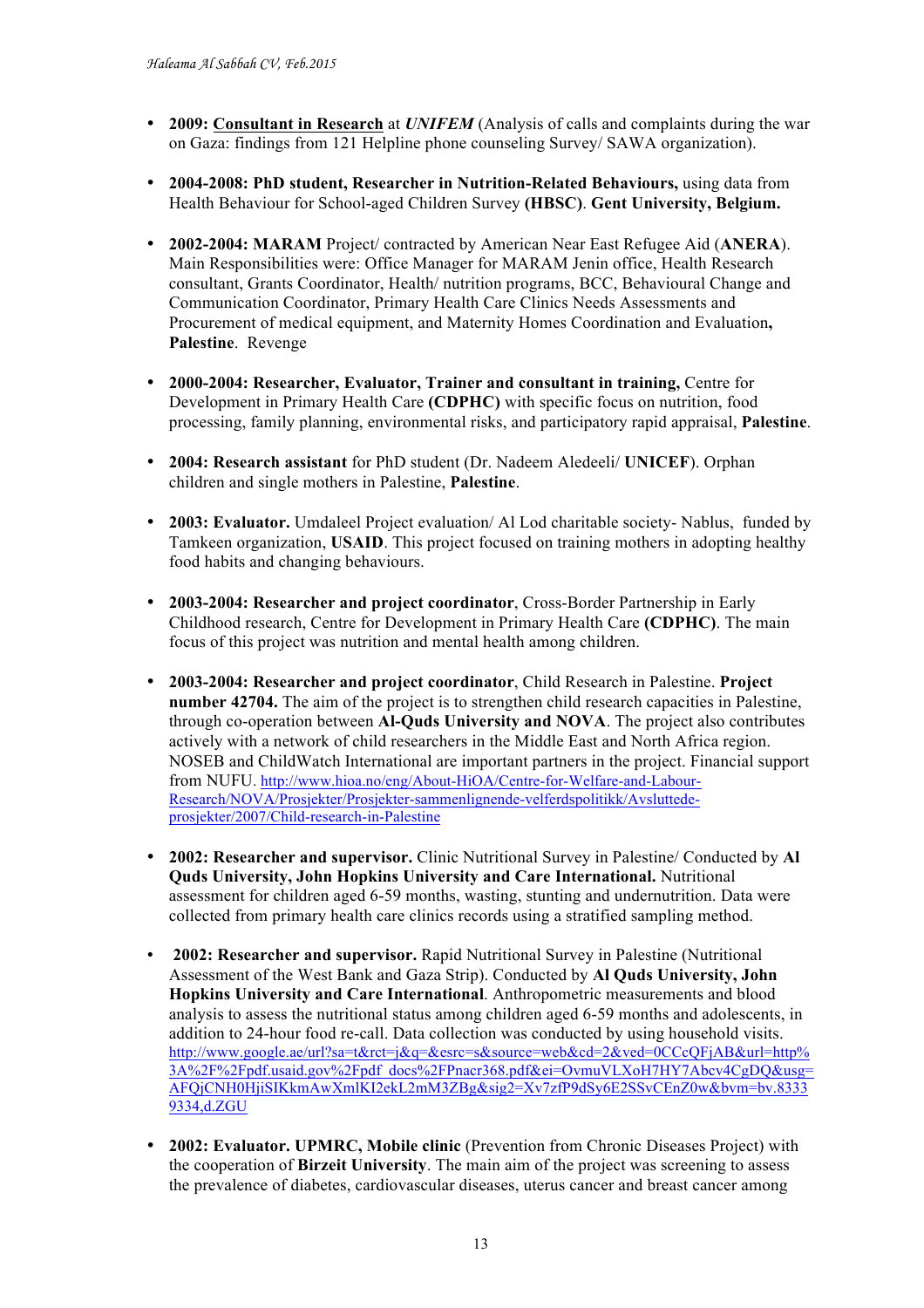- **2009: Consultant in Research** at ***UNIFEM*** (Analysis of calls and complaints during the war on Gaza: findings from 121 Helpline phone counseling Survey/ SAWA organization).

- **2004-2008: PhD student, Researcher in Nutrition-Related Behaviours,** using data from Health Behaviour for School-aged Children Survey **(HBSC)**. **Gent University, Belgium.**

- **2002-2004: MARAM** Project/ contracted by American Near East Refugee Aid (**ANERA**). Main Responsibilities were: Office Manager for MARAM Jenin office, Health Research consultant, Grants Coordinator, Health/ nutrition programs, BCC, Behavioural Change and Communication Coordinator, Primary Health Care Clinics Needs Assessments and Procurement of medical equipment, and Maternity Homes Coordination and Evaluation**, Palestine**. Revenge

- **2000-2004: Researcher, Evaluator, Trainer and consultant in training,** Centre for Development in Primary Health Care **(CDPHC)** with specific focus on nutrition, food processing, family planning, environmental risks, and participatory rapid appraisal, **Palestine**.

- **2004: Research assistant** for PhD student (Dr. Nadeem Aledeeli/ **UNICEF**). Orphan children and single mothers in Palestine, **Palestine**.

- **2003: Evaluator.** Umdaleel Project evaluation/ Al Lod charitable society- Nablus, funded by Tamkeen organization, **USAID**. This project focused on training mothers in adopting healthy food habits and changing behaviours.

- **2003-2004: Researcher and project coordinator**, Cross-Border Partnership in Early Childhood research, Centre for Development in Primary Health Care **(CDPHC)**. The main focus of this project was nutrition and mental health among children.

- **2003-2004: Researcher and project coordinator**, Child Research in Palestine. **Project number 42704.** The aim of the project is to strengthen child research capacities in Palestine, through co-operation between **Al-Quds University and NOVA**. The project also contributes actively with a network of child researchers in the Middle East and North Africa region. NOSEB and ChildWatch International are important partners in the project. Financial support from NUFU. http://www.hioa.no/eng/About-HiOA/Centre-for-Welfare-and-Labour-Research/NOVA/Prosjekter/Prosjekter-sammenlignende-velferdspolitikk/Avsluttede-prosjekter/2007/Child-research-in-Palestine

- **2002: Researcher and supervisor.** Clinic Nutritional Survey in Palestine/ Conducted by **Al Quds University, John Hopkins University and Care International.** Nutritional assessment for children aged 6-59 months, wasting, stunting and undernutrition. Data were collected from primary health care clinics records using a stratified sampling method.

- **2002: Researcher and supervisor.** Rapid Nutritional Survey in Palestine (Nutritional Assessment of the West Bank and Gaza Strip). Conducted by **Al Quds University, John Hopkins University and Care International**. Anthropometric measurements and blood analysis to assess the nutritional status among children aged 6-59 months and adolescents, in addition to 24-hour food re-call. Data collection was conducted by using household visits. http://www.google.ae/url?sa=t&rct=j&q=&esrc=s&source=web&cd=2&ved=0CCcQFjAB&url=http%3A%2F%2Fpdf.usaid.gov%2Fpdf_docs%2FPnacr368.pdf&ei=OvmuVLXoH7HY7Abcv4CgDQ&usg=AFQjCNH0HjiSIKkmAwXmlKI2ekL2mM3ZBg&sig2=Xv7zfP9dSy6E2SSvCEnZ0w&bvm=bv.83339334,d.ZGU

- **2002: Evaluator. UPMRC, Mobile clinic** (Prevention from Chronic Diseases Project) with the cooperation of **Birzeit University**. The main aim of the project was screening to assess the prevalence of diabetes, cardiovascular diseases, uterus cancer and breast cancer among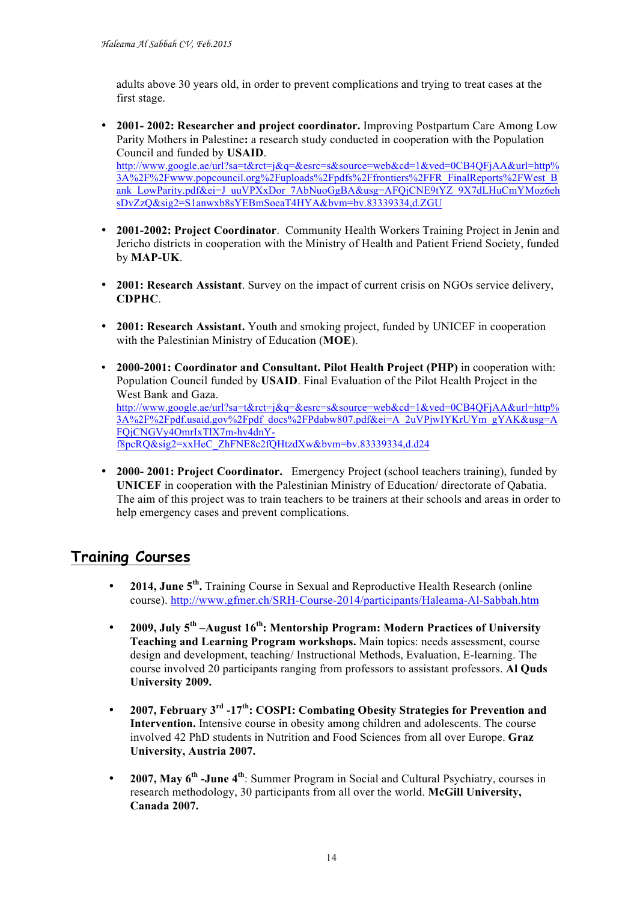adults above 30 years old, in order to prevent complications and trying to treat cases at the first stage.

- **2001- 2002: Researcher and project coordinator.** Improving Postpartum Care Among Low Parity Mothers in Palestine**:** a research study conducted in cooperation with the Population Council and funded by **USAID**. http://www.google.ae/url?sa=t&rct=j&q=&esrc=s&source=web&cd=1&ved=0CB4QFjAA&url=http%3A%2F%2Fwww.popcouncil.org%2Fuploads%2Fpdfs%2Ffrontiers%2FFR_FinalReports%2FWest_Bank_LowParity.pdf&ei=J_uuVPXxDor_7AbNuoGgBA&usg=AFQjCNE9tYZ_9X7dLHuCmYMoz6ehsDvZzQ&sig2=S1anwxb8sYEBmSoeaT4HYA&bvm=bv.83339334,d.ZGU

- **2001-2002: Project Coordinator**. Community Health Workers Training Project in Jenin and Jericho districts in cooperation with the Ministry of Health and Patient Friend Society, funded by **MAP-UK**.

- **2001: Research Assistant**. Survey on the impact of current crisis on NGOs service delivery, **CDPHC**.

- **2001: Research Assistant.** Youth and smoking project, funded by UNICEF in cooperation with the Palestinian Ministry of Education (**MOE**).

- **2000-2001: Coordinator and Consultant. Pilot Health Project (PHP)** in cooperation with: Population Council funded by **USAID**. Final Evaluation of the Pilot Health Project in the West Bank and Gaza. http://www.google.ae/url?sa=t&rct=j&q=&esrc=s&source=web&cd=1&ved=0CB4QFjAA&url=http%3A%2F%2Fpdf.usaid.gov%2Fpdf_docs%2FPdabw807.pdf&ei=A_2uVPjwIYKrUYm_gYAK&usg=AFQjCNGVy4OmrIxTlX7m-hv4dnY-f8pcRQ&sig2=xxHeC_ZhFNE8c2fQHtzdXw&bvm=bv.83339334,d.d24

- **2000- 2001: Project Coordinator.** Emergency Project (school teachers training), funded by **UNICEF** in cooperation with the Palestinian Ministry of Education/ directorate of Qabatia. The aim of this project was to train teachers to be trainers at their schools and areas in order to help emergency cases and prevent complications.

## Training Courses

- **2014, June 5th.** Training Course in Sexual and Reproductive Health Research (online course). http://www.gfmer.ch/SRH-Course-2014/participants/Haleama-Al-Sabbah.htm

- **2009, July 5th –August 16th: Mentorship Program: Modern Practices of University Teaching and Learning Program workshops.** Main topics: needs assessment, course design and development, teaching/ Instructional Methods, Evaluation, E-learning. The course involved 20 participants ranging from professors to assistant professors. **Al Quds University 2009.**

- **2007, February 3rd -17th: COSPI: Combating Obesity Strategies for Prevention and Intervention.** Intensive course in obesity among children and adolescents. The course involved 42 PhD students in Nutrition and Food Sciences from all over Europe. **Graz University, Austria 2007.**

- **2007, May 6th -June 4th**: Summer Program in Social and Cultural Psychiatry, courses in research methodology, 30 participants from all over the world. **McGill University, Canada 2007.**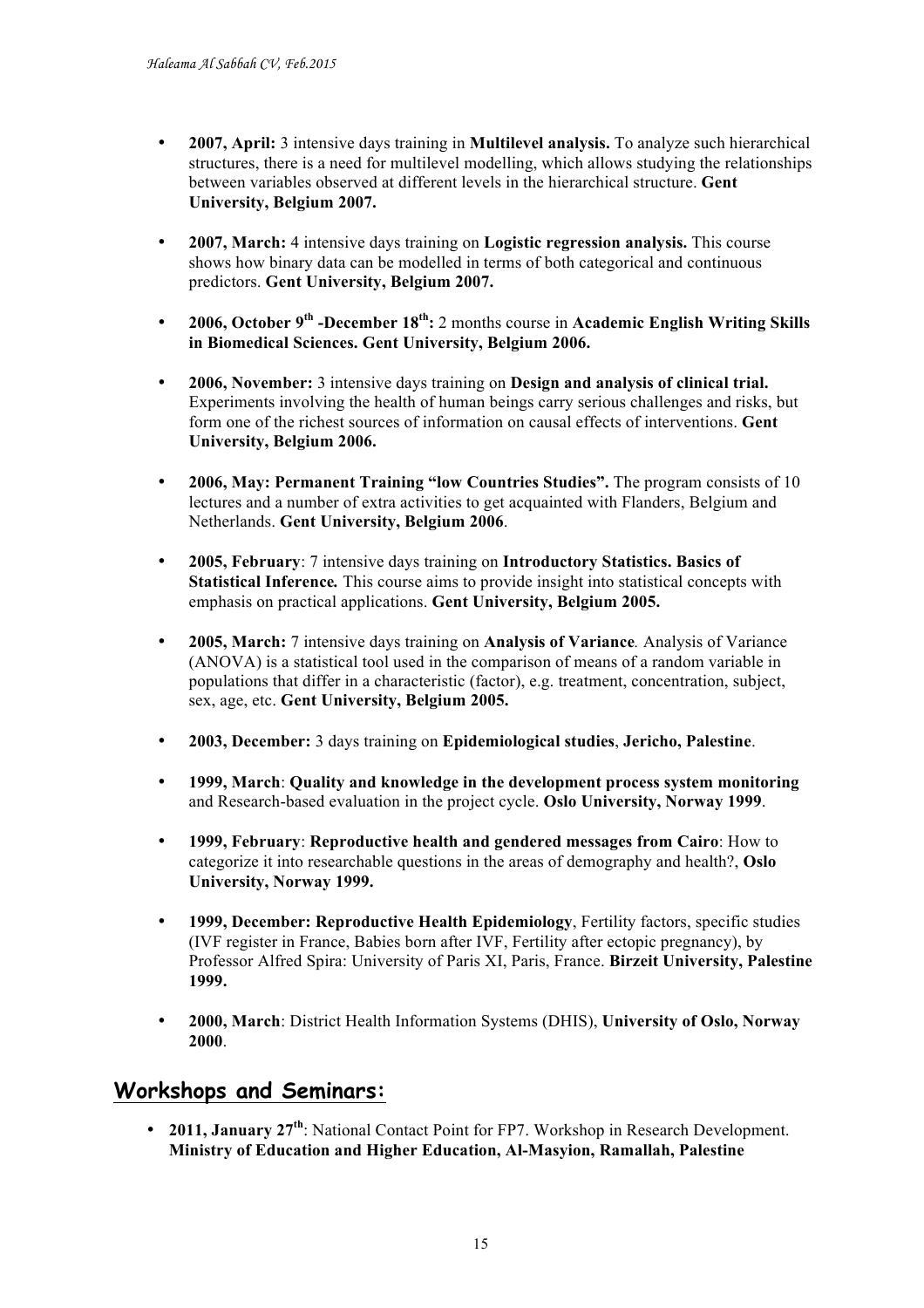- **2007, April:** 3 intensive days training in **Multilevel analysis.** To analyze such hierarchical structures, there is a need for multilevel modelling, which allows studying the relationships between variables observed at different levels in the hierarchical structure. **Gent University, Belgium 2007.**

- **2007, March:** 4 intensive days training on **Logistic regression analysis.** This course shows how binary data can be modelled in terms of both categorical and continuous predictors. **Gent University, Belgium 2007.**

- **2006, October 9th -December 18th:** 2 months course in **Academic English Writing Skills in Biomedical Sciences. Gent University, Belgium 2006.**

- **2006, November:** 3 intensive days training on **Design and analysis of clinical trial.** Experiments involving the health of human beings carry serious challenges and risks, but form one of the richest sources of information on causal effects of interventions. **Gent University, Belgium 2006.**

- **2006, May: Permanent Training "low Countries Studies".** The program consists of 10 lectures and a number of extra activities to get acquainted with Flanders, Belgium and Netherlands. **Gent University, Belgium 2006**.

- **2005, February**: 7 intensive days training on **Introductory Statistics. Basics of Statistical Inference.** This course aims to provide insight into statistical concepts with emphasis on practical applications. **Gent University, Belgium 2005.**

- **2005, March:** 7 intensive days training on **Analysis of Variance***.* Analysis of Variance (ANOVA) is a statistical tool used in the comparison of means of a random variable in populations that differ in a characteristic (factor), e.g. treatment, concentration, subject, sex, age, etc. **Gent University, Belgium 2005.**

- **2003, December:** 3 days training on **Epidemiological studies**, **Jericho, Palestine**.

- **1999, March**: **Quality and knowledge in the development process system monitoring** and Research-based evaluation in the project cycle. **Oslo University, Norway 1999**.

- **1999, February**: **Reproductive health and gendered messages from Cairo**: How to categorize it into researchable questions in the areas of demography and health?, **Oslo University, Norway 1999.**

- **1999, December: Reproductive Health Epidemiology**, Fertility factors, specific studies (IVF register in France, Babies born after IVF, Fertility after ectopic pregnancy), by Professor Alfred Spira: University of Paris XI, Paris, France. **Birzeit University, Palestine 1999.**

- **2000, March**: District Health Information Systems (DHIS), **University of Oslo, Norway 2000**.

## Workshops and Seminars:

- **2011, January 27th**: National Contact Point for FP7. Workshop in Research Development. **Ministry of Education and Higher Education, Al-Masyion, Ramallah, Palestine**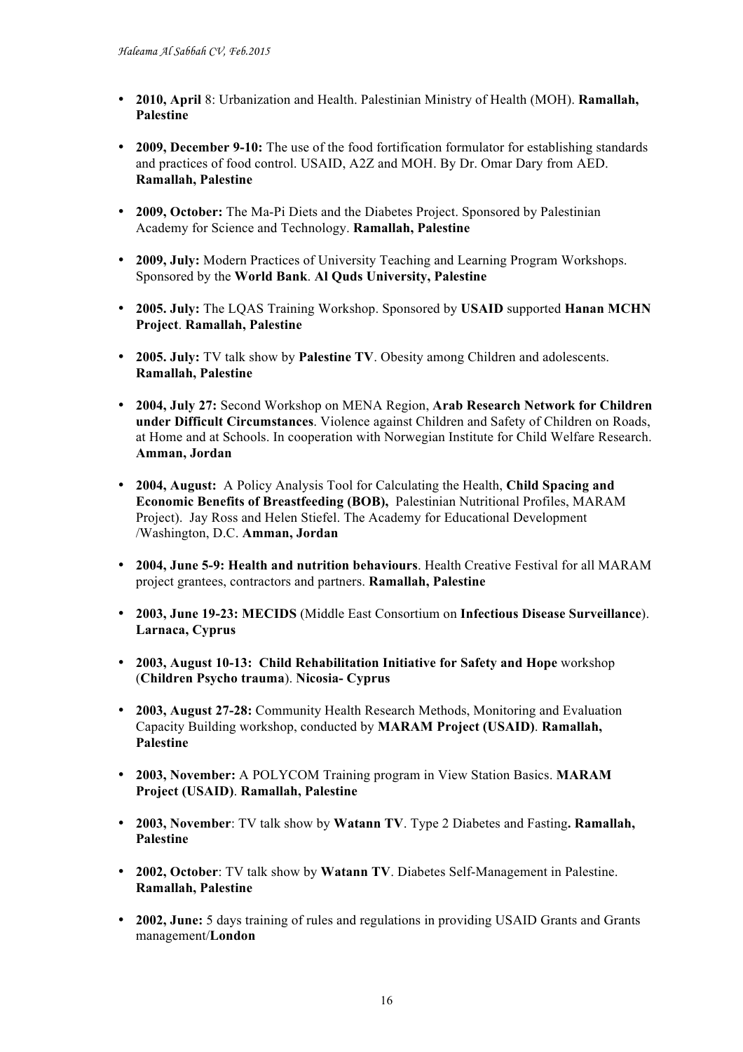- **2010, April** 8: Urbanization and Health. Palestinian Ministry of Health (MOH). **Ramallah, Palestine**

- **2009, December 9-10:** The use of the food fortification formulator for establishing standards and practices of food control. USAID, A2Z and MOH. By Dr. Omar Dary from AED. **Ramallah, Palestine**

- **2009, October:** The Ma-Pi Diets and the Diabetes Project. Sponsored by Palestinian Academy for Science and Technology. **Ramallah, Palestine**

- **2009, July:** Modern Practices of University Teaching and Learning Program Workshops. Sponsored by the **World Bank**. **Al Quds University, Palestine**

- **2005. July:** The LQAS Training Workshop. Sponsored by **USAID** supported **Hanan MCHN Project**. **Ramallah, Palestine**

- **2005. July:** TV talk show by **Palestine TV**. Obesity among Children and adolescents. **Ramallah, Palestine**

- **2004, July 27:** Second Workshop on MENA Region, **Arab Research Network for Children under Difficult Circumstances**. Violence against Children and Safety of Children on Roads, at Home and at Schools. In cooperation with Norwegian Institute for Child Welfare Research. **Amman, Jordan**

- **2004, August:** A Policy Analysis Tool for Calculating the Health, **Child Spacing and Economic Benefits of Breastfeeding (BOB),** Palestinian Nutritional Profiles, MARAM Project). Jay Ross and Helen Stiefel. The Academy for Educational Development /Washington, D.C. **Amman, Jordan**

- **2004, June 5-9: Health and nutrition behaviours**. Health Creative Festival for all MARAM project grantees, contractors and partners. **Ramallah, Palestine**

- **2003, June 19-23: MECIDS** (Middle East Consortium on **Infectious Disease Surveillance**). **Larnaca, Cyprus**

- **2003, August 10-13: Child Rehabilitation Initiative for Safety and Hope** workshop (**Children Psycho trauma**). **Nicosia- Cyprus**

- **2003, August 27-28:** Community Health Research Methods, Monitoring and Evaluation Capacity Building workshop, conducted by **MARAM Project (USAID)**. **Ramallah, Palestine**

- **2003, November:** A POLYCOM Training program in View Station Basics. **MARAM Project (USAID)**. **Ramallah, Palestine**

- **2003, November**: TV talk show by **Watann TV**. Type 2 Diabetes and Fasting**. Ramallah, Palestine**

- **2002, October**: TV talk show by **Watann TV**. Diabetes Self-Management in Palestine. **Ramallah, Palestine**

- **2002, June:** 5 days training of rules and regulations in providing USAID Grants and Grants management/**London**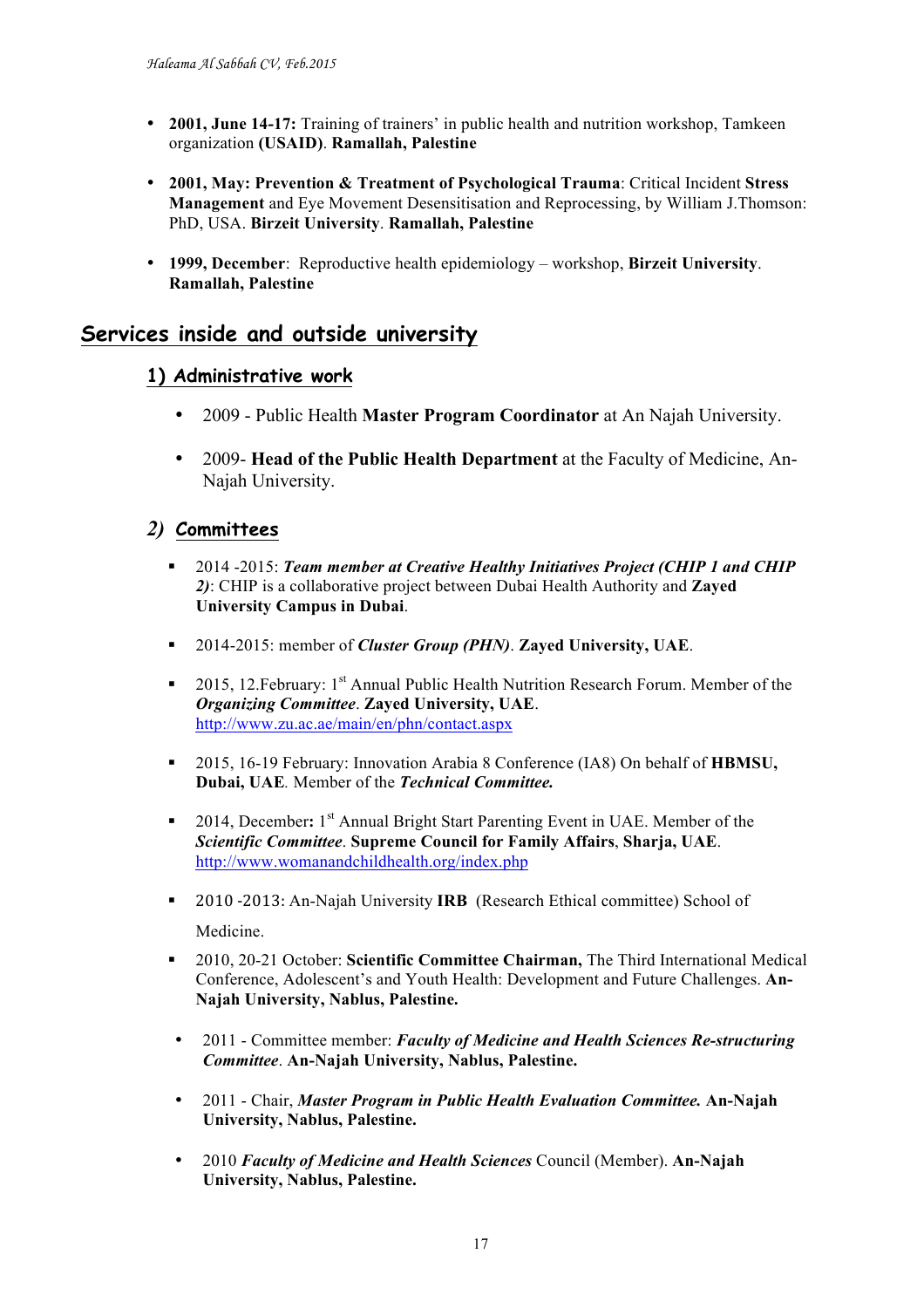- **2001, June 14-17:** Training of trainers' in public health and nutrition workshop, Tamkeen organization **(USAID)**. **Ramallah, Palestine**

- **2001, May: Prevention & Treatment of Psychological Trauma**: Critical Incident **Stress Management** and Eye Movement Desensitisation and Reprocessing, by William J.Thomson: PhD, USA. **Birzeit University**. **Ramallah, Palestine**

- **1999, December**: Reproductive health epidemiology – workshop, **Birzeit University**. **Ramallah, Palestine**

## Services inside and outside university

### 1) Administrative work

- 2009 - Public Health **Master Program Coordinator** at An Najah University.

- 2009- **Head of the Public Health Department** at the Faculty of Medicine, An-Najah University.

### *2)* Committees

- 2014 -2015: ***Team member at Creative Healthy Initiatives Project (CHIP 1 and CHIP 2)***: CHIP is a collaborative project between Dubai Health Authority and **Zayed University Campus in Dubai**.

- 2014-2015: member of ***Cluster Group (PHN)***. **Zayed University, UAE**.

- 2015, 12.February: 1st Annual Public Health Nutrition Research Forum. Member of the ***Organizing Committee***. **Zayed University, UAE**. http://www.zu.ac.ae/main/en/phn/contact.aspx

- 2015, 16-19 February: Innovation Arabia 8 Conference (IA8) On behalf of **HBMSU, Dubai, UAE**. Member of the ***Technical Committee.***

- 2014, December**:** 1st Annual Bright Start Parenting Event in UAE. Member of the ***Scientific Committee***. **Supreme Council for Family Affairs**, **Sharja, UAE**. http://www.womanandchildhealth.org/index.php

- 2010 -2013: An-Najah University **IRB** (Research Ethical committee) School of Medicine.

- 2010, 20-21 October: **Scientific Committee Chairman,** The Third International Medical Conference, Adolescent's and Youth Health: Development and Future Challenges. **An-Najah University, Nablus, Palestine.**

- 2011 - Committee member: ***Faculty of Medicine and Health Sciences Re-structuring Committee***. **An-Najah University, Nablus, Palestine.**

- 2011 - Chair, ***Master Program in Public Health Evaluation Committee.*** **An-Najah University, Nablus, Palestine.**

- 2010 ***Faculty of Medicine and Health Sciences*** Council (Member). **An-Najah University, Nablus, Palestine.**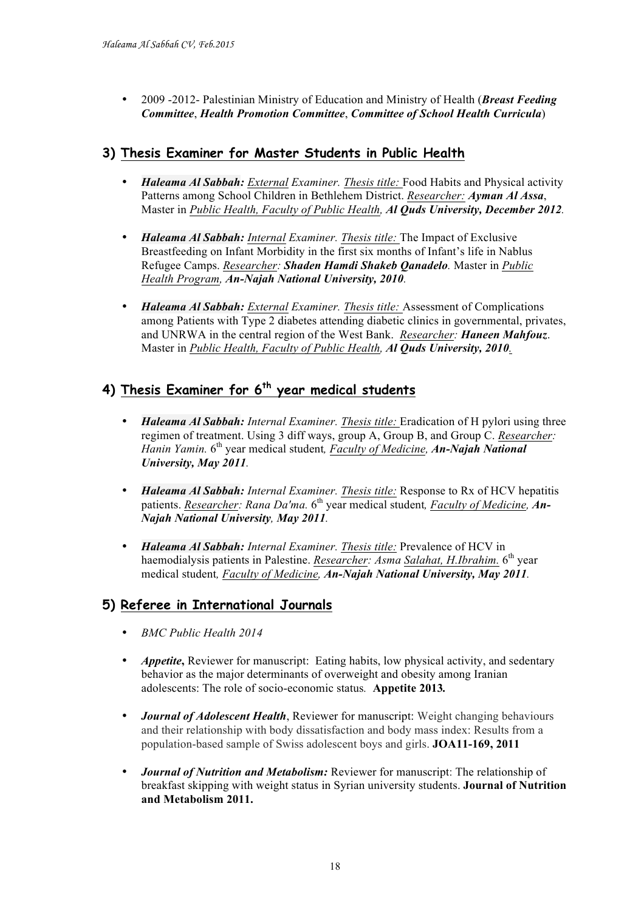- 2009 -2012- Palestinian Ministry of Education and Ministry of Health (***Breast Feeding Committee***, ***Health Promotion Committee***, ***Committee of School Health Curricula***)

## 3) Thesis Examiner for Master Students in Public Health

- ***Haleama Al Sabbah:*** *External Examiner. Thesis title:* Food Habits and Physical activity Patterns among School Children in Bethlehem District. *Researcher:* ***Ayman Al Assa***, Master in *Public Health, Faculty of Public Health,* ***Al Quds University, December 2012****.*

- ***Haleama Al Sabbah:*** *Internal Examiner. Thesis title:* The Impact of Exclusive Breastfeeding on Infant Morbidity in the first six months of Infant's life in Nablus Refugee Camps. *Researcher:* ***Shaden Hamdi Shakeb Qanadelo****.* Master in *Public Health Program,* ***An-Najah National University, 2010****.*

- ***Haleama Al Sabbah:*** *External Examiner. Thesis title:* Assessment of Complications among Patients with Type 2 diabetes attending diabetic clinics in governmental, privates, and UNRWA in the central region of the West Bank. *Researcher:* ***Haneen Mahfouz***. Master in *Public Health, Faculty of Public Health,* ***Al Quds University, 2010****.*

## 4) Thesis Examiner for 6th year medical students

- ***Haleama Al Sabbah:*** *Internal Examiner. Thesis title:* Eradication of H pylori using three regimen of treatment. Using 3 diff ways, group A, Group B, and Group C. *Researcher: Hanin Yamin.* 6th year medical student*, Faculty of Medicine,* ***An-Najah National University, May 2011****.*

- ***Haleama Al Sabbah:*** *Internal Examiner. Thesis title:* Response to Rx of HCV hepatitis patients. *Researcher: Rana Da'ma.* 6th year medical student*, Faculty of Medicine,* ***An-Najah National University, May 2011****.*

- ***Haleama Al Sabbah:*** *Internal Examiner. Thesis title:* Prevalence of HCV in haemodialysis patients in Palestine. *Researcher: Asma Salahat, H.Ibrahim.* 6th year medical student*, Faculty of Medicine,* ***An-Najah National University, May 2011****.*

## 5) Referee in International Journals

- *BMC Public Health 2014*

- ***Appetite*****,** Reviewer for manuscript: Eating habits, low physical activity, and sedentary behavior as the major determinants of overweight and obesity among Iranian adolescents: The role of socio-economic status*.* **Appetite 2013.**

- ***Journal of Adolescent Health***, Reviewer for manuscript: Weight changing behaviours and their relationship with body dissatisfaction and body mass index: Results from a population-based sample of Swiss adolescent boys and girls. **JOA11-169, 2011**

- ***Journal of Nutrition and Metabolism:*** Reviewer for manuscript: The relationship of breakfast skipping with weight status in Syrian university students. **Journal of Nutrition and Metabolism 2011.**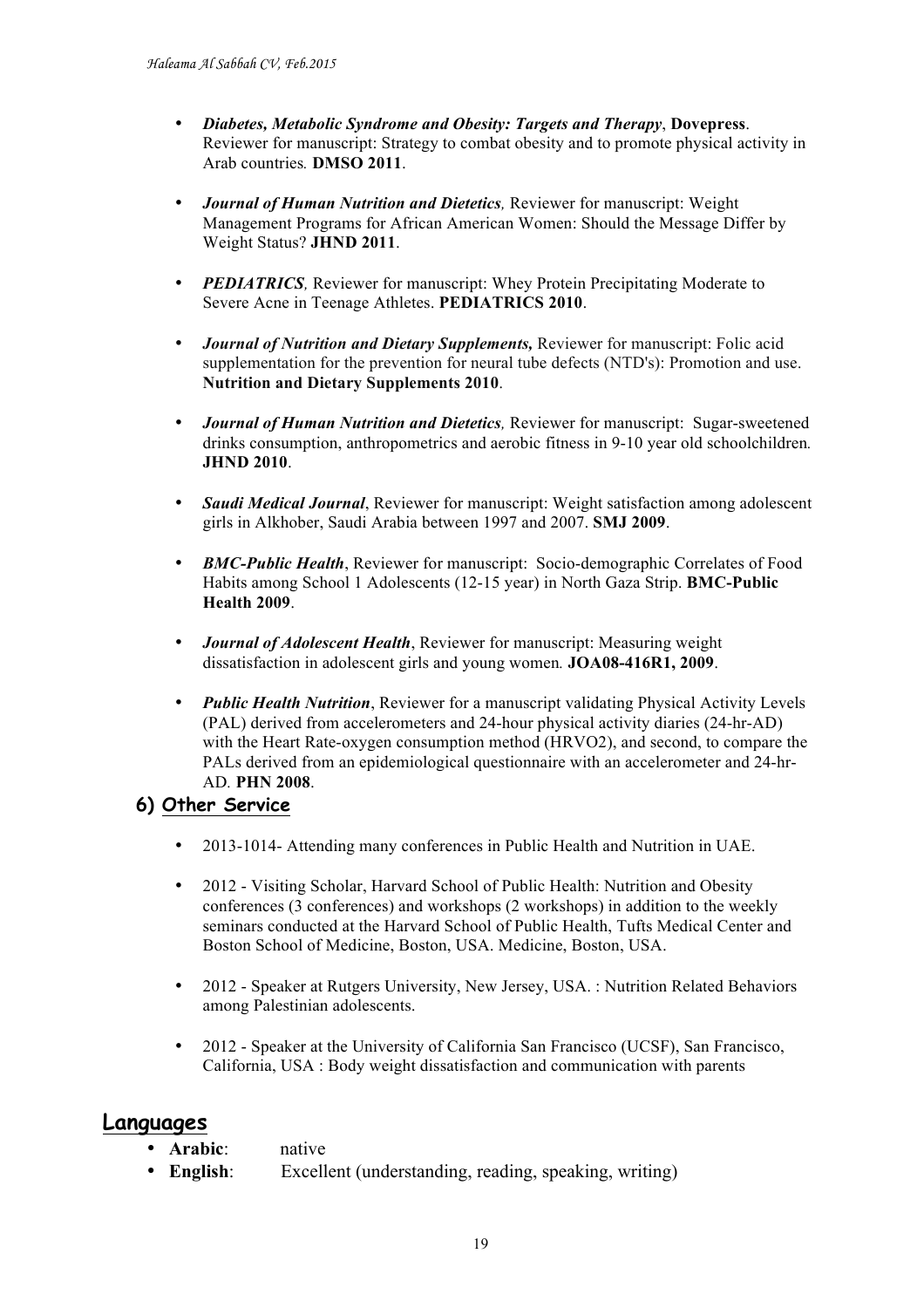- ***Diabetes, Metabolic Syndrome and Obesity: Targets and Therapy***, **Dovepress**. Reviewer for manuscript: Strategy to combat obesity and to promote physical activity in Arab countries*.* **DMSO 2011**.

- ***Journal of Human Nutrition and Dietetics****,* Reviewer for manuscript: Weight Management Programs for African American Women: Should the Message Differ by Weight Status? **JHND 2011**.

- ***PEDIATRICS****,* Reviewer for manuscript: Whey Protein Precipitating Moderate to Severe Acne in Teenage Athletes. **PEDIATRICS 2010**.

- ***Journal of Nutrition and Dietary Supplements,*** Reviewer for manuscript: Folic acid supplementation for the prevention for neural tube defects (NTD's): Promotion and use. **Nutrition and Dietary Supplements 2010**.

- ***Journal of Human Nutrition and Dietetics****,* Reviewer for manuscript: Sugar-sweetened drinks consumption, anthropometrics and aerobic fitness in 9-10 year old schoolchildren*.* **JHND 2010**.

- ***Saudi Medical Journal***, Reviewer for manuscript: Weight satisfaction among adolescent girls in Alkhober, Saudi Arabia between 1997 and 2007. **SMJ 2009**.

- ***BMC-Public Health***, Reviewer for manuscript: Socio-demographic Correlates of Food Habits among School 1 Adolescents (12-15 year) in North Gaza Strip. **BMC-Public Health 2009**.

- ***Journal of Adolescent Health***, Reviewer for manuscript: Measuring weight dissatisfaction in adolescent girls and young women*.* **JOA08-416R1, 2009**.

- ***Public Health Nutrition***, Reviewer for a manuscript validating Physical Activity Levels (PAL) derived from accelerometers and 24-hour physical activity diaries (24-hr-AD) with the Heart Rate-oxygen consumption method (HRVO2), and second, to compare the PALs derived from an epidemiological questionnaire with an accelerometer and 24-hr-AD*.* **PHN 2008**.

### 6) Other Service

- 2013-1014- Attending many conferences in Public Health and Nutrition in UAE.

- 2012 - Visiting Scholar, Harvard School of Public Health: Nutrition and Obesity conferences (3 conferences) and workshops (2 workshops) in addition to the weekly seminars conducted at the Harvard School of Public Health, Tufts Medical Center and Boston School of Medicine, Boston, USA. Medicine, Boston, USA.

- 2012 - Speaker at Rutgers University, New Jersey, USA. : Nutrition Related Behaviors among Palestinian adolescents.

- 2012 - Speaker at the University of California San Francisco (UCSF), San Francisco, California, USA : Body weight dissatisfaction and communication with parents

## Languages

- **Arabic**: native
- **English**: Excellent (understanding, reading, speaking, writing)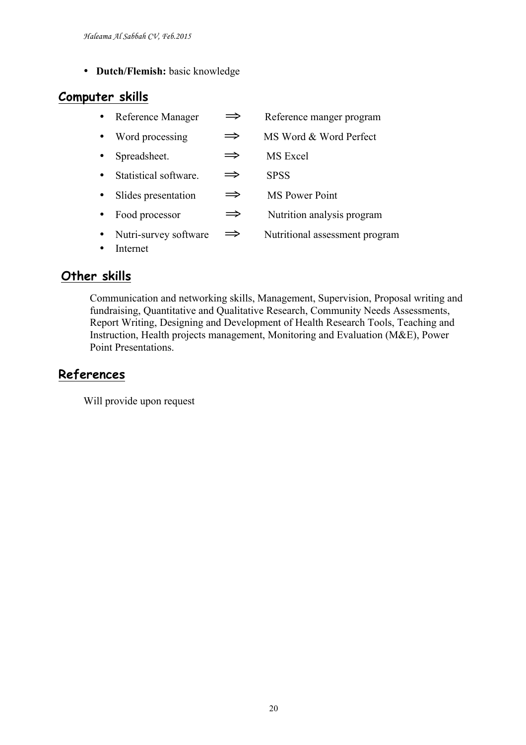- **Dutch/Flemish:** basic knowledge

## Computer skills

- Reference Manager ⇒ Reference manger program
- Word processing ⇒ MS Word & Word Perfect
- Spreadsheet. ⇒ MS Excel
- Statistical software. ⇒ SPSS
- Slides presentation ⇒ MS Power Point
- Food processor ⇒ Nutrition analysis program
- Nutri-survey software ⇒ Nutritional assessment program
- Internet

## Other skills

Communication and networking skills, Management, Supervision, Proposal writing and fundraising, Quantitative and Qualitative Research, Community Needs Assessments, Report Writing, Designing and Development of Health Research Tools, Teaching and Instruction, Health projects management, Monitoring and Evaluation (M&E), Power Point Presentations.

## References

Will provide upon request